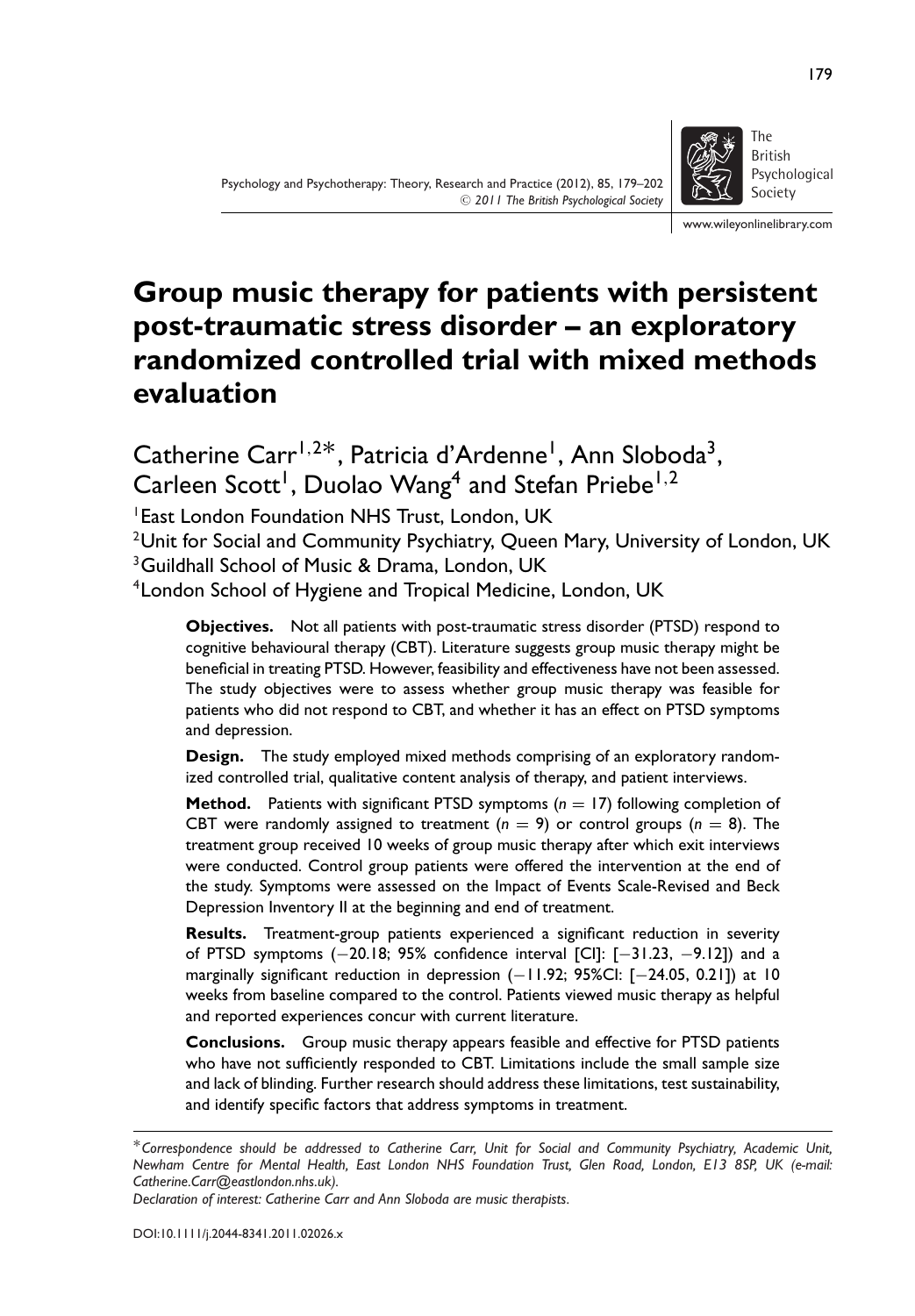# Group music therapy for patients with persistent post-traumatic stress disorder – an exploratory randomized controlled trial with mixed methods evaluation

Catherine Carr[1,2]*, Patricia d'Ardenne[1], Ann Sloboda[3], Carleen Scott[1], Duolao Wang[4] and Stefan Priebe[1,2]

[1]East London Foundation NHS Trust, London, UK
[2]Unit for Social and Community Psychiatry, Queen Mary, University of London, UK
[3]Guildhall School of Music & Drama, London, UK
[4]London School of Hygiene and Tropical Medicine, London, UK

**Objectives.** Not all patients with post-traumatic stress disorder (PTSD) respond to cognitive behavioural therapy (CBT). Literature suggests group music therapy might be beneficial in treating PTSD. However, feasibility and effectiveness have not been assessed. The study objectives were to assess whether group music therapy was feasible for patients who did not respond to CBT, and whether it has an effect on PTSD symptoms and depression.

**Design.** The study employed mixed methods comprising of an exploratory randomized controlled trial, qualitative content analysis of therapy, and patient interviews.

**Method.** Patients with significant PTSD symptoms ($n = 17$) following completion of CBT were randomly assigned to treatment ($n = 9$) or control groups ($n = 8$). The treatment group received 10 weeks of group music therapy after which exit interviews were conducted. Control group patients were offered the intervention at the end of the study. Symptoms were assessed on the Impact of Events Scale-Revised and Beck Depression Inventory II at the beginning and end of treatment.

**Results.** Treatment-group patients experienced a significant reduction in severity of PTSD symptoms (−20.18; 95% confidence interval [CI]: [−31.23, −9.12]) and a marginally significant reduction in depression (−11.92; 95%CI: [−24.05, 0.21]) at 10 weeks from baseline compared to the control. Patients viewed music therapy as helpful and reported experiences concur with current literature.

**Conclusions.** Group music therapy appears feasible and effective for PTSD patients who have not sufficiently responded to CBT. Limitations include the small sample size and lack of blinding. Further research should address these limitations, test sustainability, and identify specific factors that address symptoms in treatment.

*Correspondence should be addressed to Catherine Carr, Unit for Social and Community Psychiatry, Academic Unit, Newham Centre for Mental Health, East London NHS Foundation Trust, Glen Road, London, E13 8SP, UK (e-mail: Catherine.Carr@eastlondon.nhs.uk).

*Declaration of interest: Catherine Carr and Ann Sloboda are music therapists.*

DOI:10.1111/j.2044-8341.2011.02026.x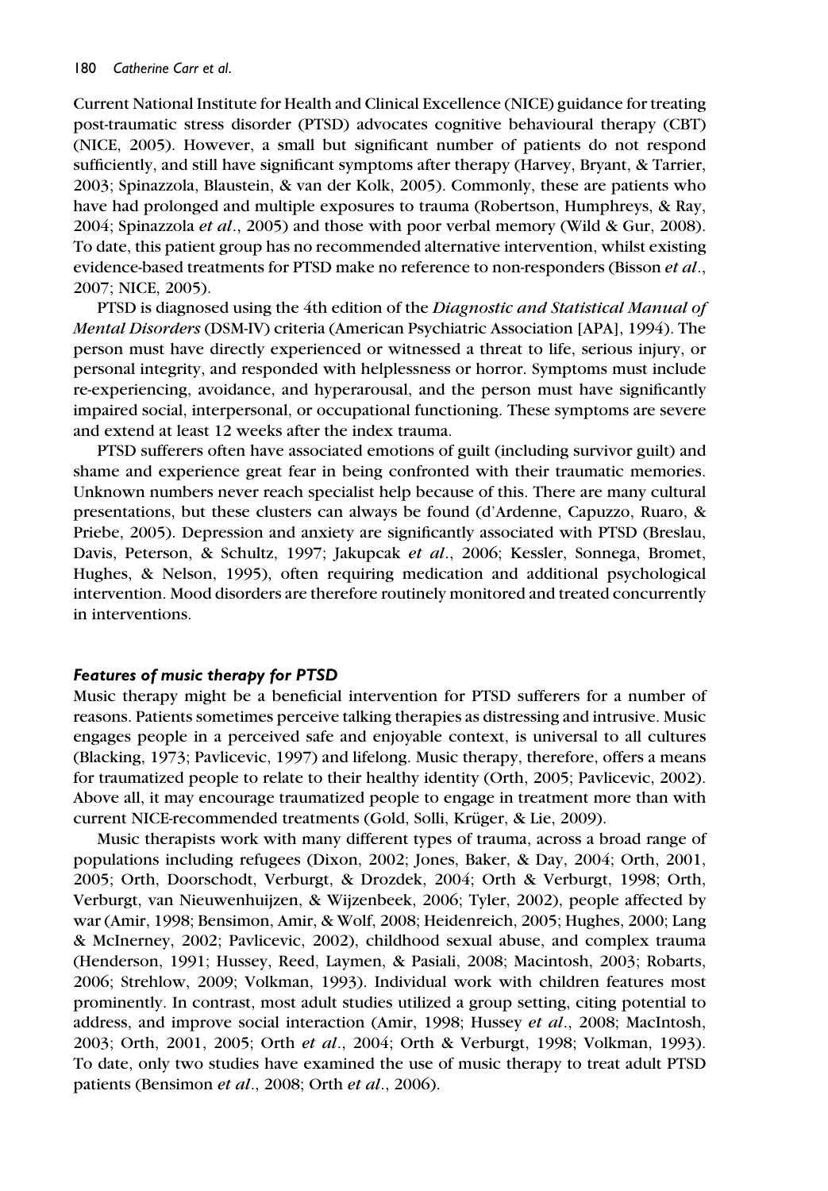Current National Institute for Health and Clinical Excellence (NICE) guidance for treating post-traumatic stress disorder (PTSD) advocates cognitive behavioural therapy (CBT) (NICE, 2005). However, a small but significant number of patients do not respond sufficiently, and still have significant symptoms after therapy (Harvey, Bryant, & Tarrier, 2003; Spinazzola, Blaustein, & van der Kolk, 2005). Commonly, these are patients who have had prolonged and multiple exposures to trauma (Robertson, Humphreys, & Ray, 2004; Spinazzola *et al*., 2005) and those with poor verbal memory (Wild & Gur, 2008). To date, this patient group has no recommended alternative intervention, whilst existing evidence-based treatments for PTSD make no reference to non-responders (Bisson *et al*., 2007; NICE, 2005).

PTSD is diagnosed using the 4th edition of the *Diagnostic and Statistical Manual of Mental Disorders* (DSM-IV) criteria (American Psychiatric Association [APA], 1994). The person must have directly experienced or witnessed a threat to life, serious injury, or personal integrity, and responded with helplessness or horror. Symptoms must include re-experiencing, avoidance, and hyperarousal, and the person must have significantly impaired social, interpersonal, or occupational functioning. These symptoms are severe and extend at least 12 weeks after the index trauma.

PTSD sufferers often have associated emotions of guilt (including survivor guilt) and shame and experience great fear in being confronted with their traumatic memories. Unknown numbers never reach specialist help because of this. There are many cultural presentations, but these clusters can always be found (d'Ardenne, Capuzzo, Ruaro, & Priebe, 2005). Depression and anxiety are significantly associated with PTSD (Breslau, Davis, Peterson, & Schultz, 1997; Jakupcak *et al*., 2006; Kessler, Sonnega, Bromet, Hughes, & Nelson, 1995), often requiring medication and additional psychological intervention. Mood disorders are therefore routinely monitored and treated concurrently in interventions.

### *Features of music therapy for PTSD*

Music therapy might be a beneficial intervention for PTSD sufferers for a number of reasons. Patients sometimes perceive talking therapies as distressing and intrusive. Music engages people in a perceived safe and enjoyable context, is universal to all cultures (Blacking, 1973; Pavlicevic, 1997) and lifelong. Music therapy, therefore, offers a means for traumatized people to relate to their healthy identity (Orth, 2005; Pavlicevic, 2002). Above all, it may encourage traumatized people to engage in treatment more than with current NICE-recommended treatments (Gold, Solli, Krüger, & Lie, 2009).

Music therapists work with many different types of trauma, across a broad range of populations including refugees (Dixon, 2002; Jones, Baker, & Day, 2004; Orth, 2001, 2005; Orth, Doorschodt, Verburgt, & Drozdek, 2004; Orth & Verburgt, 1998; Orth, Verburgt, van Nieuwenhuijzen, & Wijzenbeek, 2006; Tyler, 2002), people affected by war (Amir, 1998; Bensimon, Amir, & Wolf, 2008; Heidenreich, 2005; Hughes, 2000; Lang & McInerney, 2002; Pavlicevic, 2002), childhood sexual abuse, and complex trauma (Henderson, 1991; Hussey, Reed, Laymen, & Pasiali, 2008; Macintosh, 2003; Robarts, 2006; Strehlow, 2009; Volkman, 1993). Individual work with children features most prominently. In contrast, most adult studies utilized a group setting, citing potential to address, and improve social interaction (Amir, 1998; Hussey *et al*., 2008; MacIntosh, 2003; Orth, 2001, 2005; Orth *et al*., 2004; Orth & Verburgt, 1998; Volkman, 1993). To date, only two studies have examined the use of music therapy to treat adult PTSD patients (Bensimon *et al*., 2008; Orth *et al*., 2006).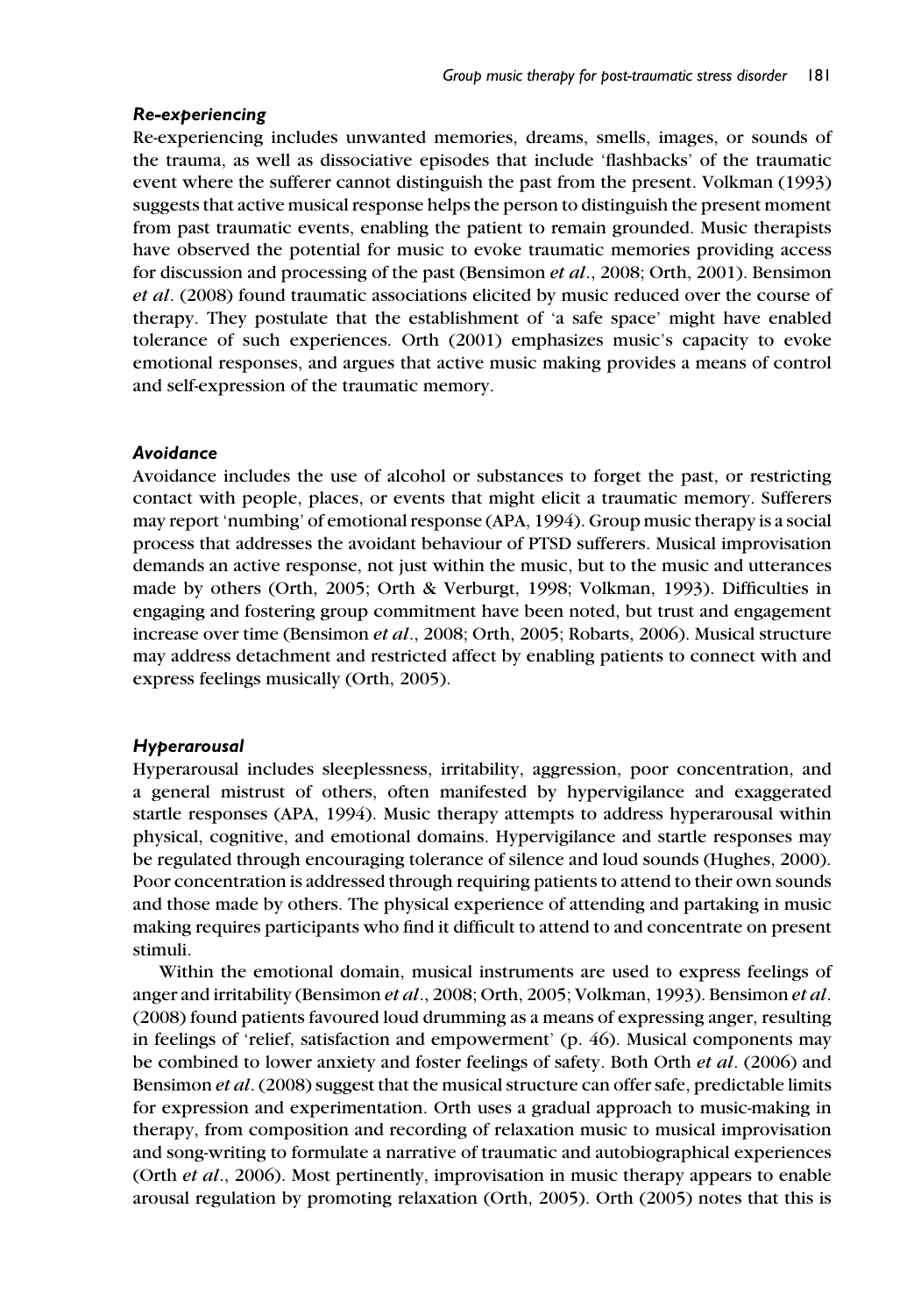### *Re-experiencing*

Re-experiencing includes unwanted memories, dreams, smells, images, or sounds of the trauma, as well as dissociative episodes that include 'flashbacks' of the traumatic event where the sufferer cannot distinguish the past from the present. Volkman (1993) suggests that active musical response helps the person to distinguish the present moment from past traumatic events, enabling the patient to remain grounded. Music therapists have observed the potential for music to evoke traumatic memories providing access for discussion and processing of the past (Bensimon *et al*., 2008; Orth, 2001). Bensimon *et al*. (2008) found traumatic associations elicited by music reduced over the course of therapy. They postulate that the establishment of 'a safe space' might have enabled tolerance of such experiences. Orth (2001) emphasizes music's capacity to evoke emotional responses, and argues that active music making provides a means of control and self-expression of the traumatic memory.

### *Avoidance*

Avoidance includes the use of alcohol or substances to forget the past, or restricting contact with people, places, or events that might elicit a traumatic memory. Sufferers may report 'numbing' of emotional response (APA, 1994). Group music therapy is a social process that addresses the avoidant behaviour of PTSD sufferers. Musical improvisation demands an active response, not just within the music, but to the music and utterances made by others (Orth, 2005; Orth & Verburgt, 1998; Volkman, 1993). Difficulties in engaging and fostering group commitment have been noted, but trust and engagement increase over time (Bensimon *et al*., 2008; Orth, 2005; Robarts, 2006). Musical structure may address detachment and restricted affect by enabling patients to connect with and express feelings musically (Orth, 2005).

### *Hyperarousal*

Hyperarousal includes sleeplessness, irritability, aggression, poor concentration, and a general mistrust of others, often manifested by hypervigilance and exaggerated startle responses (APA, 1994). Music therapy attempts to address hyperarousal within physical, cognitive, and emotional domains. Hypervigilance and startle responses may be regulated through encouraging tolerance of silence and loud sounds (Hughes, 2000). Poor concentration is addressed through requiring patients to attend to their own sounds and those made by others. The physical experience of attending and partaking in music making requires participants who find it difficult to attend to and concentrate on present stimuli.

Within the emotional domain, musical instruments are used to express feelings of anger and irritability (Bensimon *et al*., 2008; Orth, 2005; Volkman, 1993). Bensimon *et al*. (2008) found patients favoured loud drumming as a means of expressing anger, resulting in feelings of 'relief, satisfaction and empowerment' (p. 46). Musical components may be combined to lower anxiety and foster feelings of safety. Both Orth *et al*. (2006) and Bensimon *et al*. (2008) suggest that the musical structure can offer safe, predictable limits for expression and experimentation. Orth uses a gradual approach to music-making in therapy, from composition and recording of relaxation music to musical improvisation and song-writing to formulate a narrative of traumatic and autobiographical experiences (Orth *et al*., 2006). Most pertinently, improvisation in music therapy appears to enable arousal regulation by promoting relaxation (Orth, 2005). Orth (2005) notes that this is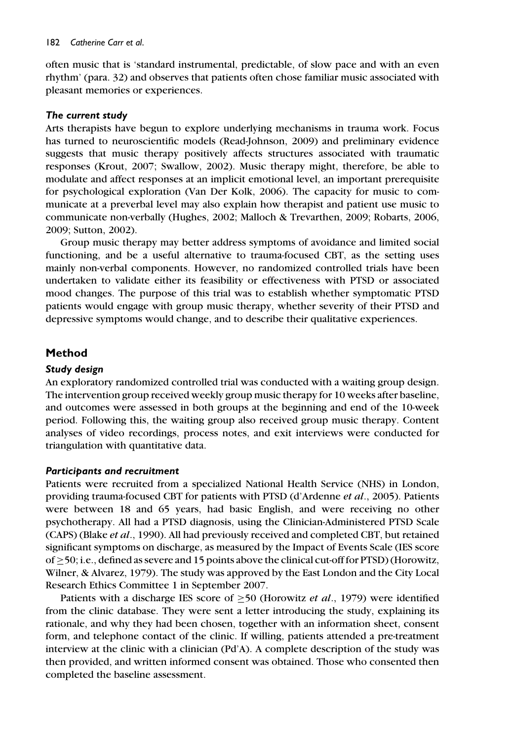often music that is 'standard instrumental, predictable, of slow pace and with an even rhythm' (para. 32) and observes that patients often chose familiar music associated with pleasant memories or experiences.

### *The current study*

Arts therapists have begun to explore underlying mechanisms in trauma work. Focus has turned to neuroscientific models (Read-Johnson, 2009) and preliminary evidence suggests that music therapy positively affects structures associated with traumatic responses (Krout, 2007; Swallow, 2002). Music therapy might, therefore, be able to modulate and affect responses at an implicit emotional level, an important prerequisite for psychological exploration (Van Der Kolk, 2006). The capacity for music to communicate at a preverbal level may also explain how therapist and patient use music to communicate non-verbally (Hughes, 2002; Malloch & Trevarthen, 2009; Robarts, 2006, 2009; Sutton, 2002).

Group music therapy may better address symptoms of avoidance and limited social functioning, and be a useful alternative to trauma-focused CBT, as the setting uses mainly non-verbal components. However, no randomized controlled trials have been undertaken to validate either its feasibility or effectiveness with PTSD or associated mood changes. The purpose of this trial was to establish whether symptomatic PTSD patients would engage with group music therapy, whether severity of their PTSD and depressive symptoms would change, and to describe their qualitative experiences.

## Method

### *Study design*

An exploratory randomized controlled trial was conducted with a waiting group design. The intervention group received weekly group music therapy for 10 weeks after baseline, and outcomes were assessed in both groups at the beginning and end of the 10-week period. Following this, the waiting group also received group music therapy. Content analyses of video recordings, process notes, and exit interviews were conducted for triangulation with quantitative data.

### *Participants and recruitment*

Patients were recruited from a specialized National Health Service (NHS) in London, providing trauma-focused CBT for patients with PTSD (d'Ardenne *et al*., 2005). Patients were between 18 and 65 years, had basic English, and were receiving no other psychotherapy. All had a PTSD diagnosis, using the Clinician-Administered PTSD Scale (CAPS) (Blake *et al*., 1990). All had previously received and completed CBT, but retained significant symptoms on discharge, as measured by the Impact of Events Scale (IES score of ≥50; i.e., defined as severe and 15 points above the clinical cut-off for PTSD) (Horowitz, Wilner, & Alvarez, 1979). The study was approved by the East London and the City Local Research Ethics Committee 1 in September 2007.

Patients with a discharge IES score of ≥50 (Horowitz *et al*., 1979) were identified from the clinic database. They were sent a letter introducing the study, explaining its rationale, and why they had been chosen, together with an information sheet, consent form, and telephone contact of the clinic. If willing, patients attended a pre-treatment interview at the clinic with a clinician (Pd'A). A complete description of the study was then provided, and written informed consent was obtained. Those who consented then completed the baseline assessment.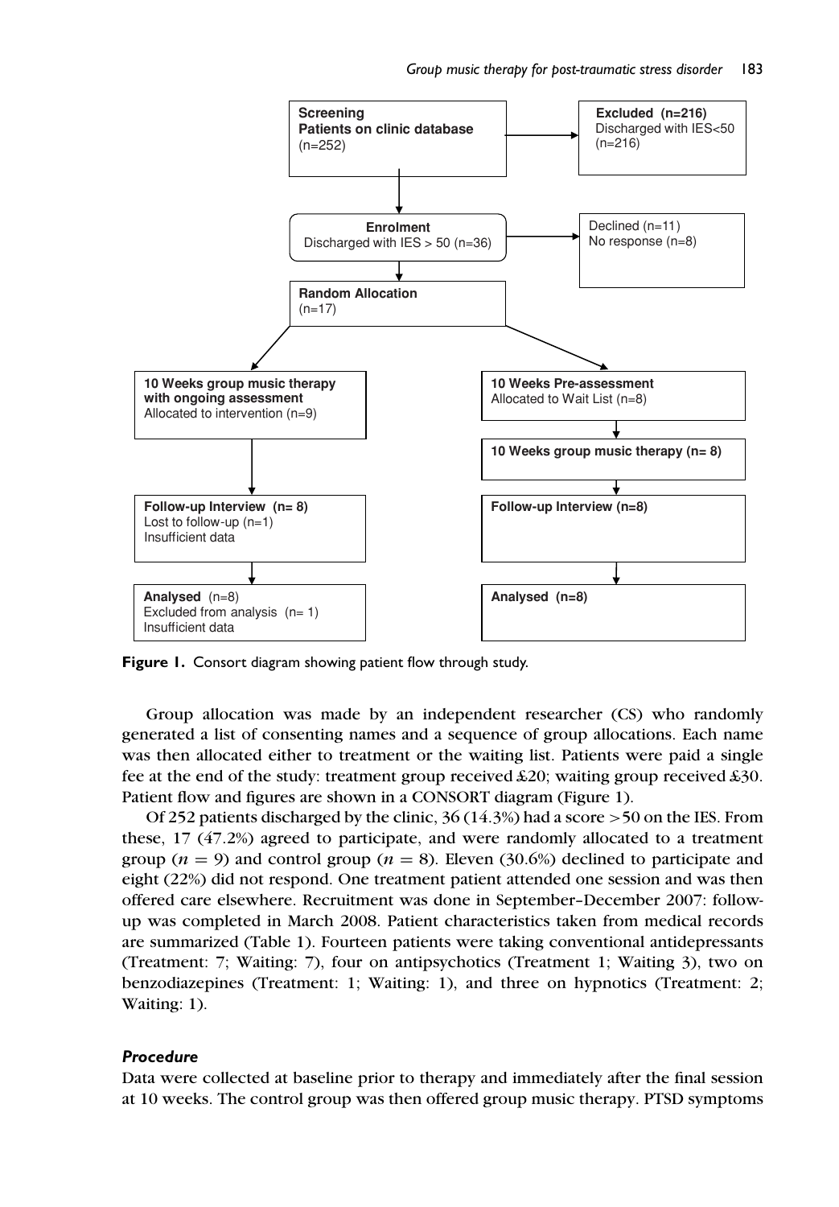**Screening**
**Patients on clinic database**
(n=252)

**Excluded (n=216)**
Discharged with IES<50
(n=216)

**Enrolment**
Discharged with IES > 50 (n=36)

Declined (n=11)
No response (n=8)

**Random Allocation**
(n=17)

**10 Weeks group music therapy with ongoing assessment**
Allocated to intervention (n=9)

**10 Weeks Pre-assessment**
Allocated to Wait List (n=8)

**10 Weeks group music therapy (n= 8)**

**Follow-up Interview (n= 8)**
Lost to follow-up (n=1)
Insufficient data

**Follow-up Interview (n=8)**

**Analysed** (n=8)
Excluded from analysis (n= 1)
Insufficient data

**Analysed (n=8)**

**Figure 1.** Consort diagram showing patient flow through study.

Group allocation was made by an independent researcher (CS) who randomly generated a list of consenting names and a sequence of group allocations. Each name was then allocated either to treatment or the waiting list. Patients were paid a single fee at the end of the study: treatment group received £20; waiting group received £30. Patient flow and figures are shown in a CONSORT diagram (Figure 1).

Of 252 patients discharged by the clinic, 36 (14.3%) had a score >50 on the IES. From these, 17 (47.2%) agreed to participate, and were randomly allocated to a treatment group ($n = 9$) and control group ($n = 8$). Eleven (30.6%) declined to participate and eight (22%) did not respond. One treatment patient attended one session and was then offered care elsewhere. Recruitment was done in September–December 2007: follow-up was completed in March 2008. Patient characteristics taken from medical records are summarized (Table 1). Fourteen patients were taking conventional antidepressants (Treatment: 7; Waiting: 7), four on antipsychotics (Treatment 1; Waiting 3), two on benzodiazepines (Treatment: 1; Waiting: 1), and three on hypnotics (Treatment: 2; Waiting: 1).

### *Procedure*

Data were collected at baseline prior to therapy and immediately after the final session at 10 weeks. The control group was then offered group music therapy. PTSD symptoms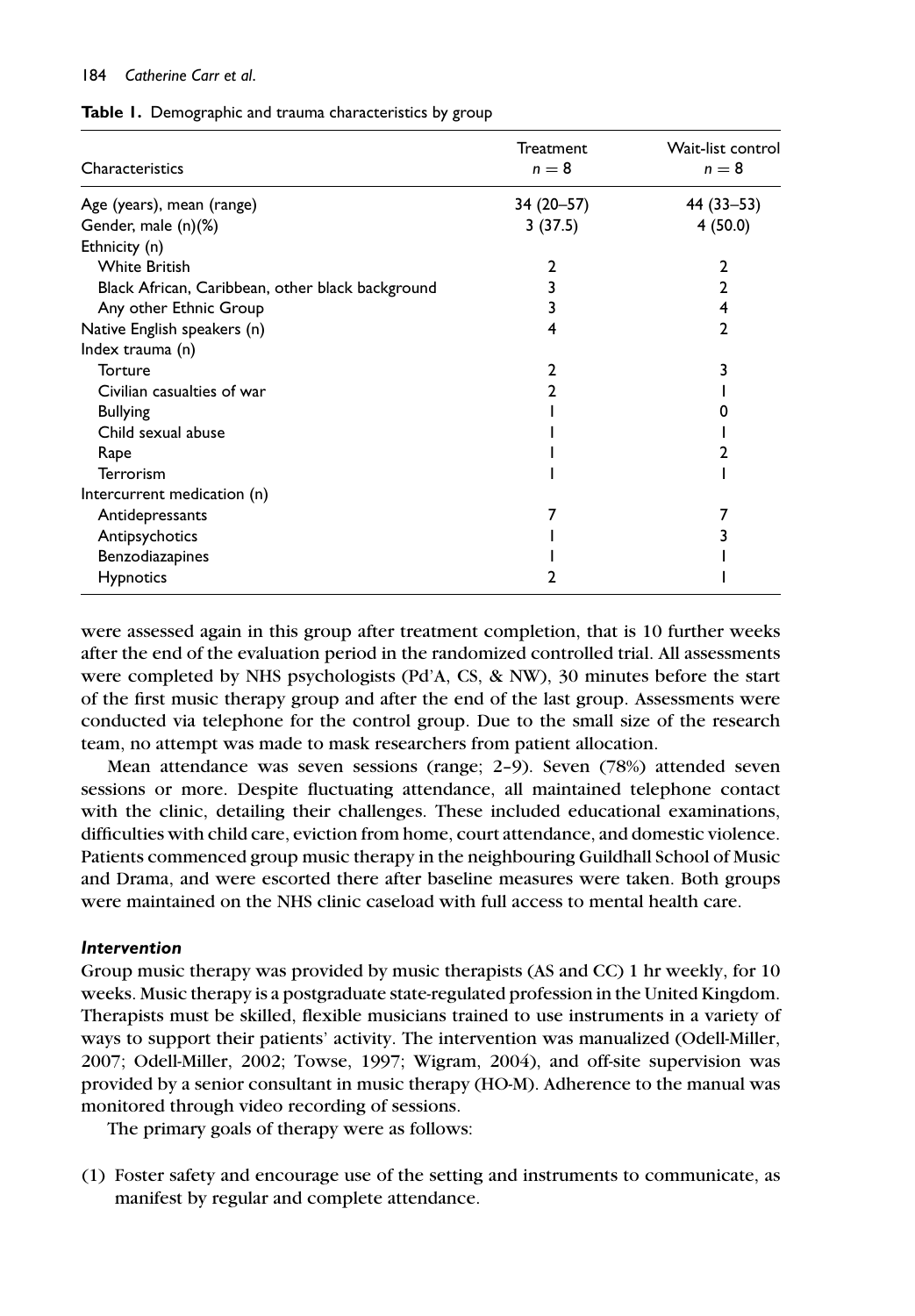**Table 1.** Demographic and trauma characteristics by group

| Characteristics | Treatment $n = 8$ | Wait-list control $n = 8$ |
|---|---|---|
| Age (years), mean (range) | 34 (20–57) | 44 (33–53) |
| Gender, male (n)(%) | 3 (37.5) | 4 (50.0) |
| Ethnicity (n) | | |
| White British | 2 | 2 |
| Black African, Caribbean, other black background | 3 | 2 |
| Any other Ethnic Group | 3 | 4 |
| Native English speakers (n) | 4 | 2 |
| Index trauma (n) | | |
| Torture | 2 | 3 |
| Civilian casualties of war | 2 | 1 |
| Bullying | 1 | 0 |
| Child sexual abuse | 1 | 1 |
| Rape | 1 | 2 |
| Terrorism | 1 | 1 |
| Intercurrent medication (n) | | |
| Antidepressants | 7 | 7 |
| Antipsychotics | 1 | 3 |
| Benzodiazapines | 1 | 1 |
| Hypnotics | 2 | 1 |

were assessed again in this group after treatment completion, that is 10 further weeks after the end of the evaluation period in the randomized controlled trial. All assessments were completed by NHS psychologists (Pd'A, CS, & NW), 30 minutes before the start of the first music therapy group and after the end of the last group. Assessments were conducted via telephone for the control group. Due to the small size of the research team, no attempt was made to mask researchers from patient allocation.

Mean attendance was seven sessions (range; 2–9). Seven (78%) attended seven sessions or more. Despite fluctuating attendance, all maintained telephone contact with the clinic, detailing their challenges. These included educational examinations, difficulties with child care, eviction from home, court attendance, and domestic violence. Patients commenced group music therapy in the neighbouring Guildhall School of Music and Drama, and were escorted there after baseline measures were taken. Both groups were maintained on the NHS clinic caseload with full access to mental health care.

### *Intervention*

Group music therapy was provided by music therapists (AS and CC) 1 hr weekly, for 10 weeks. Music therapy is a postgraduate state-regulated profession in the United Kingdom. Therapists must be skilled, flexible musicians trained to use instruments in a variety of ways to support their patients' activity. The intervention was manualized (Odell-Miller, 2007; Odell-Miller, 2002; Towse, 1997; Wigram, 2004), and off-site supervision was provided by a senior consultant in music therapy (HO-M). Adherence to the manual was monitored through video recording of sessions.

The primary goals of therapy were as follows:

(1) Foster safety and encourage use of the setting and instruments to communicate, as manifest by regular and complete attendance.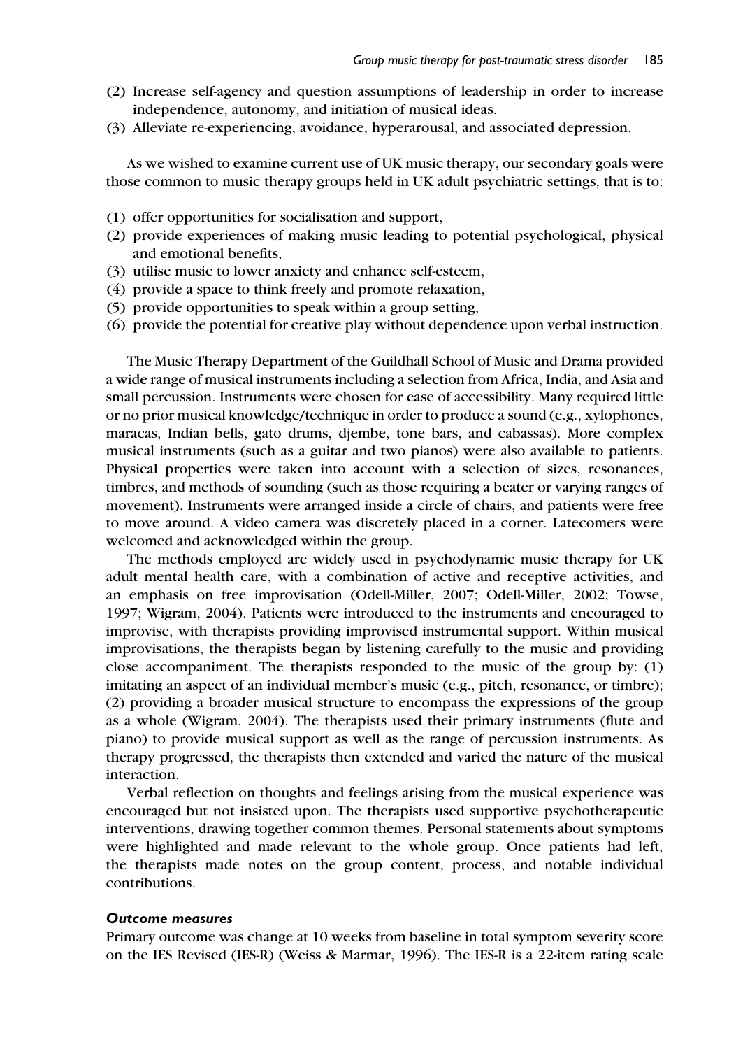(2) Increase self-agency and question assumptions of leadership in order to increase independence, autonomy, and initiation of musical ideas.
(3) Alleviate re-experiencing, avoidance, hyperarousal, and associated depression.

As we wished to examine current use of UK music therapy, our secondary goals were those common to music therapy groups held in UK adult psychiatric settings, that is to:

(1) offer opportunities for socialisation and support,
(2) provide experiences of making music leading to potential psychological, physical and emotional benefits,
(3) utilise music to lower anxiety and enhance self-esteem,
(4) provide a space to think freely and promote relaxation,
(5) provide opportunities to speak within a group setting,
(6) provide the potential for creative play without dependence upon verbal instruction.

The Music Therapy Department of the Guildhall School of Music and Drama provided a wide range of musical instruments including a selection from Africa, India, and Asia and small percussion. Instruments were chosen for ease of accessibility. Many required little or no prior musical knowledge/technique in order to produce a sound (e.g., xylophones, maracas, Indian bells, gato drums, djembe, tone bars, and cabassas). More complex musical instruments (such as a guitar and two pianos) were also available to patients. Physical properties were taken into account with a selection of sizes, resonances, timbres, and methods of sounding (such as those requiring a beater or varying ranges of movement). Instruments were arranged inside a circle of chairs, and patients were free to move around. A video camera was discretely placed in a corner. Latecomers were welcomed and acknowledged within the group.

The methods employed are widely used in psychodynamic music therapy for UK adult mental health care, with a combination of active and receptive activities, and an emphasis on free improvisation (Odell-Miller, 2007; Odell-Miller, 2002; Towse, 1997; Wigram, 2004). Patients were introduced to the instruments and encouraged to improvise, with therapists providing improvised instrumental support. Within musical improvisations, the therapists began by listening carefully to the music and providing close accompaniment. The therapists responded to the music of the group by: (1) imitating an aspect of an individual member's music (e.g., pitch, resonance, or timbre); (2) providing a broader musical structure to encompass the expressions of the group as a whole (Wigram, 2004). The therapists used their primary instruments (flute and piano) to provide musical support as well as the range of percussion instruments. As therapy progressed, the therapists then extended and varied the nature of the musical interaction.

Verbal reflection on thoughts and feelings arising from the musical experience was encouraged but not insisted upon. The therapists used supportive psychotherapeutic interventions, drawing together common themes. Personal statements about symptoms were highlighted and made relevant to the whole group. Once patients had left, the therapists made notes on the group content, process, and notable individual contributions.

### *Outcome measures*

Primary outcome was change at 10 weeks from baseline in total symptom severity score on the IES Revised (IES-R) (Weiss & Marmar, 1996). The IES-R is a 22-item rating scale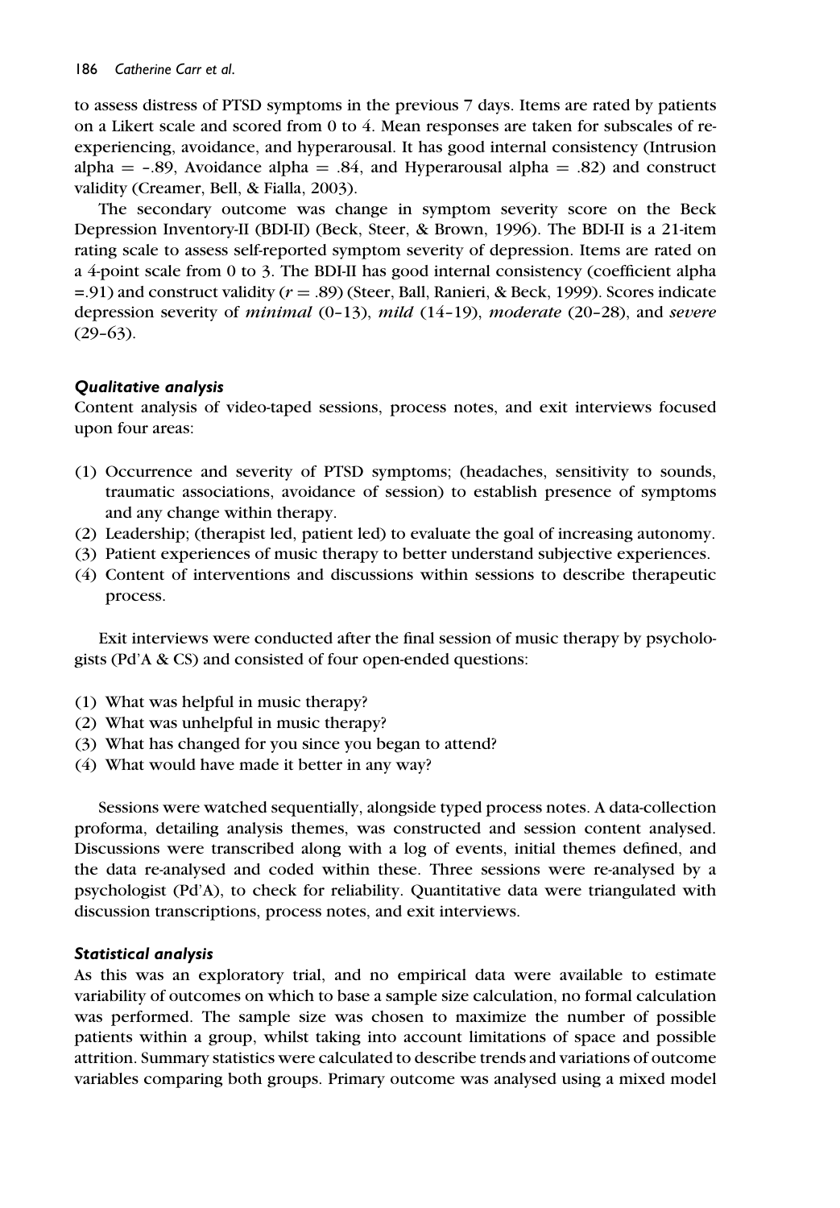to assess distress of PTSD symptoms in the previous 7 days. Items are rated by patients on a Likert scale and scored from 0 to 4. Mean responses are taken for subscales of re-experiencing, avoidance, and hyperarousal. It has good internal consistency (Intrusion alpha = -.89, Avoidance alpha = .84, and Hyperarousal alpha = .82) and construct validity (Creamer, Bell, & Fialla, 2003).

The secondary outcome was change in symptom severity score on the Beck Depression Inventory-II (BDI-II) (Beck, Steer, & Brown, 1996). The BDI-II is a 21-item rating scale to assess self-reported symptom severity of depression. Items are rated on a 4-point scale from 0 to 3. The BDI-II has good internal consistency (coefficient alpha =.91) and construct validity ($r = .89$) (Steer, Ball, Ranieri, & Beck, 1999). Scores indicate depression severity of *minimal* (0–13), *mild* (14–19), *moderate* (20–28), and *severe* (29–63).

### *Qualitative analysis*

Content analysis of video-taped sessions, process notes, and exit interviews focused upon four areas:

(1) Occurrence and severity of PTSD symptoms; (headaches, sensitivity to sounds, traumatic associations, avoidance of session) to establish presence of symptoms and any change within therapy.
(2) Leadership; (therapist led, patient led) to evaluate the goal of increasing autonomy.
(3) Patient experiences of music therapy to better understand subjective experiences.
(4) Content of interventions and discussions within sessions to describe therapeutic process.

Exit interviews were conducted after the final session of music therapy by psychologists (Pd'A & CS) and consisted of four open-ended questions:

(1) What was helpful in music therapy?
(2) What was unhelpful in music therapy?
(3) What has changed for you since you began to attend?
(4) What would have made it better in any way?

Sessions were watched sequentially, alongside typed process notes. A data-collection proforma, detailing analysis themes, was constructed and session content analysed. Discussions were transcribed along with a log of events, initial themes defined, and the data re-analysed and coded within these. Three sessions were re-analysed by a psychologist (Pd'A), to check for reliability. Quantitative data were triangulated with discussion transcriptions, process notes, and exit interviews.

### *Statistical analysis*

As this was an exploratory trial, and no empirical data were available to estimate variability of outcomes on which to base a sample size calculation, no formal calculation was performed. The sample size was chosen to maximize the number of possible patients within a group, whilst taking into account limitations of space and possible attrition. Summary statistics were calculated to describe trends and variations of outcome variables comparing both groups. Primary outcome was analysed using a mixed model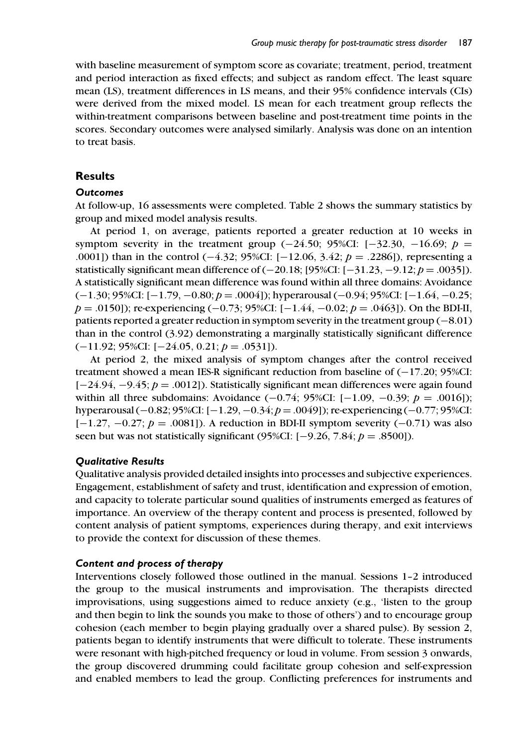with baseline measurement of symptom score as covariate; treatment, period, treatment and period interaction as fixed effects; and subject as random effect. The least square mean (LS), treatment differences in LS means, and their 95% confidence intervals (CIs) were derived from the mixed model. LS mean for each treatment group reflects the within-treatment comparisons between baseline and post-treatment time points in the scores. Secondary outcomes were analysed similarly. Analysis was done on an intention to treat basis.

## Results

### *Outcomes*

At follow-up, 16 assessments were completed. Table 2 shows the summary statistics by group and mixed model analysis results.

At period 1, on average, patients reported a greater reduction at 10 weeks in symptom severity in the treatment group (−24.50; 95%CI: [−32.30, −16.69; $p$ = .0001]) than in the control (−4.32; 95%CI: [−12.06, 3.42; $p$ = .2286]), representing a statistically significant mean difference of (−20.18; [95%CI: [−31.23, −9.12; $p$ = .0035]). A statistically significant mean difference was found within all three domains: Avoidance (−1.30; 95%CI: [−1.79, −0.80; $p$ = .0004]); hyperarousal (−0.94; 95%CI: [−1.64, −0.25; $p$ = .0150]); re-experiencing (−0.73; 95%CI: [−1.44, −0.02; $p$ = .0463]). On the BDI-II, patients reported a greater reduction in symptom severity in the treatment group (−8.01) than in the control (3.92) demonstrating a marginally statistically significant difference (−11.92; 95%CI: [−24.05, 0.21; $p$ = .0531]).

At period 2, the mixed analysis of symptom changes after the control received treatment showed a mean IES-R significant reduction from baseline of (−17.20; 95%CI: [−24.94, −9.45; $p$ = .0012]). Statistically significant mean differences were again found within all three subdomains: Avoidance (−0.74; 95%CI: [−1.09, −0.39; $p$ = .0016]); hyperarousal (−0.82; 95%CI: [−1.29, −0.34; $p$ = .0049]); re-experiencing (−0.77; 95%CI: [−1.27, −0.27; $p$ = .0081]). A reduction in BDI-II symptom severity (−0.71) was also seen but was not statistically significant (95%CI: [−9.26, 7.84; $p$ = .8500]).

### *Qualitative Results*

Qualitative analysis provided detailed insights into processes and subjective experiences. Engagement, establishment of safety and trust, identification and expression of emotion, and capacity to tolerate particular sound qualities of instruments emerged as features of importance. An overview of the therapy content and process is presented, followed by content analysis of patient symptoms, experiences during therapy, and exit interviews to provide the context for discussion of these themes.

### *Content and process of therapy*

Interventions closely followed those outlined in the manual. Sessions 1–2 introduced the group to the musical instruments and improvisation. The therapists directed improvisations, using suggestions aimed to reduce anxiety (e.g., 'listen to the group and then begin to link the sounds you make to those of others') and to encourage group cohesion (each member to begin playing gradually over a shared pulse). By session 2, patients began to identify instruments that were difficult to tolerate. These instruments were resonant with high-pitched frequency or loud in volume. From session 3 onwards, the group discovered drumming could facilitate group cohesion and self-expression and enabled members to lead the group. Conflicting preferences for instruments and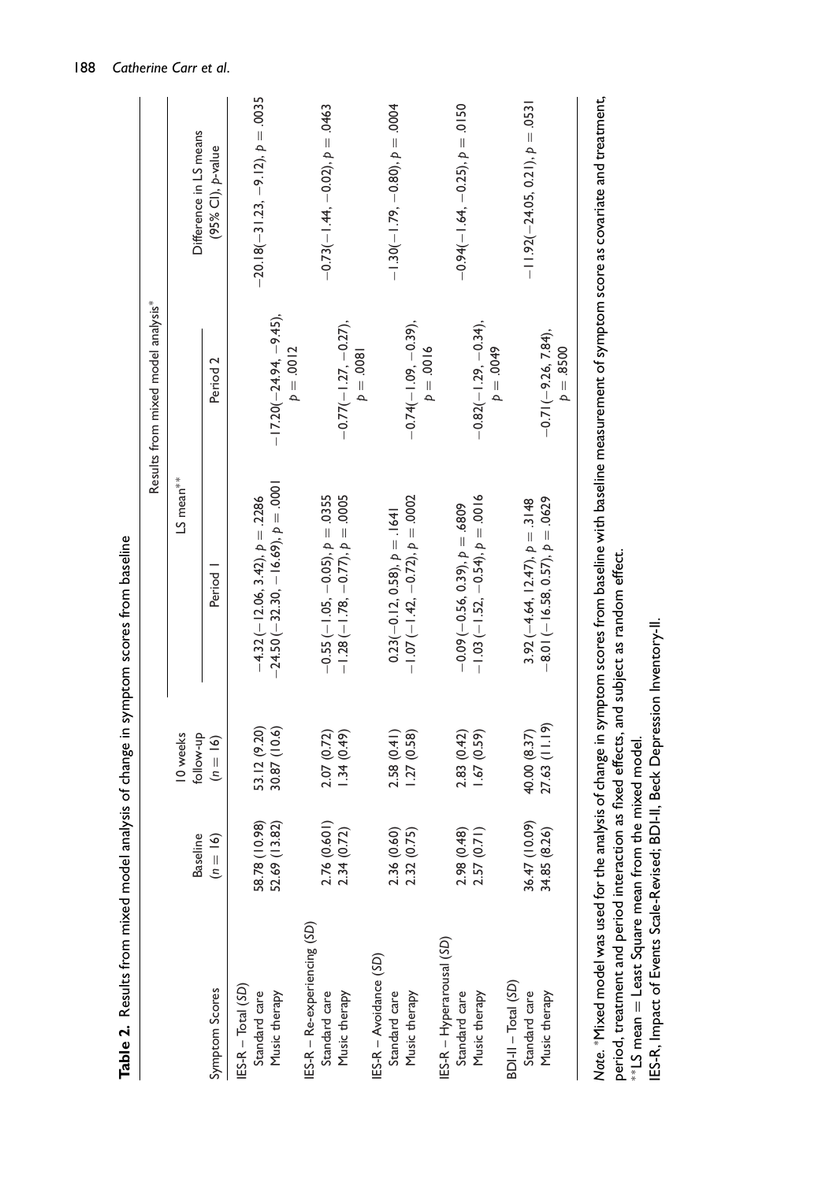**Table 2.** Results from mixed model analysis of change in symptom scores from baseline

| Symptom Scores | Baseline ($n = 16$) | 10 weeks follow-up ($n = 16$) | Results from mixed model analysis* | | |
|---|---|---|---|---|---|
| | | | LS mean** | | Difference in LS means (95% CI), $p$-value |
| | | | Period 1 | Period 2 | |
| IES-R – Total (SD) | | | | | |
| Standard care | 58.78 (10.98) | 53.12 (9.20) | −4.32 (−12.06, 3.42), $p = .2286$ | | −20.18(−31.23, −9.12), $p = .0035$ |
| Music therapy | 52.69 (13.82) | 30.87 (10.6) | −24.50 (−32.30, −16.69), $p = .0001$ | −17.20(−24.94, −9.45), $p = .0012$ | |
| IES-R – Re-experiencing (SD) | | | | | |
| Standard care | 2.76 (0.601) | 2.07 (0.72) | −0.55 (−1.05, −0.05), $p = .0355$ | | −0.73(−1.44, −0.02), $p = .0463$ |
| Music therapy | 2.34 (0.72) | 1.34 (0.49) | −1.28 (−1.78, −0.77), $p = .0005$ | −0.77(−1.27, −0.27), $p = .0081$ | |
| IES-R – Avoidance (SD) | | | | | |
| Standard care | 2.36 (0.60) | 2.58 (0.41) | 0.23(−0.12, 0.58), $p = .1641$ | | −1.30(−1.79, −0.80), $p = .0004$ |
| Music therapy | 2.32 (0.75) | 1.27 (0.58) | −1.07 (−1.42, −0.72), $p = .0002$ | −0.74(−1.09, −0.39), $p = .0016$ | |
| IES-R – Hyperarousal (SD) | | | | | |
| Standard care | 2.98 (0.48) | 2.83 (0.42) | −0.09 (−0.56, 0.39), $p = .6809$ | | −0.94(−1.64, −0.25), $p = .0150$ |
| Music therapy | 2.57 (0.71) | 1.67 (0.59) | −1.03 (−1.52, −0.54), $p = .0016$ | −0.82(−1.29, −0.34), $p = .0049$ | |
| BDI-II – Total (SD) | | | | | |
| Standard care | 36.47 (10.09) | 40.00 (8.37) | 3.92 (−4.64, 12.47), $p = .3148$ | | −11.92(−24.05, 0.21), $p = .0531$ |
| Music therapy | 34.85 (8.26) | 27.63 (11.19) | −8.01 (−16.58, 0.57), $p = .0629$ | −0.71(−9.26, 7.84), $p = .8500$ | |

*Note.* *Mixed model was used for the analysis of change in symptom scores from baseline with baseline measurement of symptom score as covariate and treatment, period, treatment and period interaction as fixed effects, and subject as random effect.

**LS mean = Least Square mean from the mixed model.

IES-R, Impact of Events Scale-Revised; BDI-II, Beck Depression Inventory-II.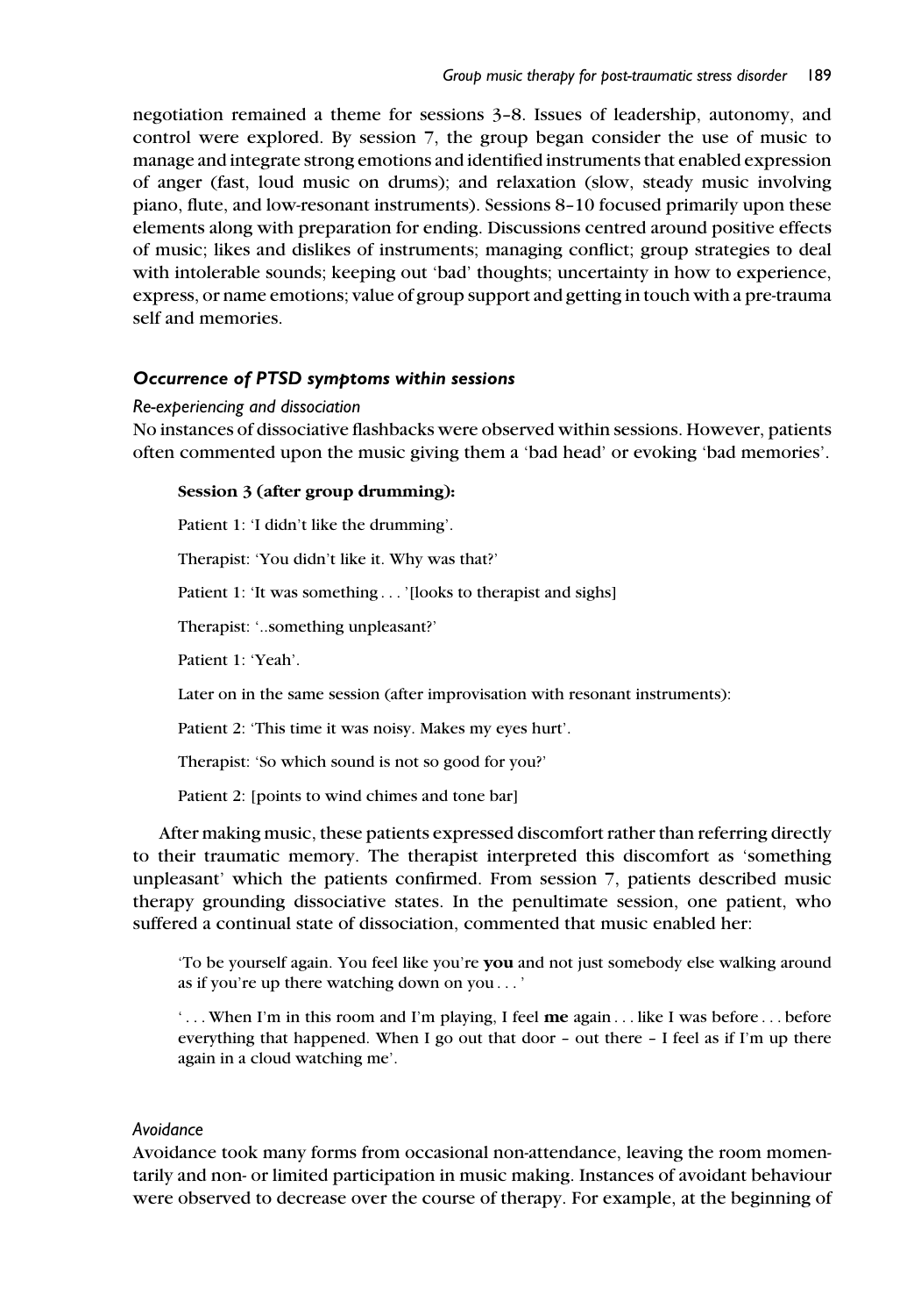negotiation remained a theme for sessions 3–8. Issues of leadership, autonomy, and control were explored. By session 7, the group began consider the use of music to manage and integrate strong emotions and identified instruments that enabled expression of anger (fast, loud music on drums); and relaxation (slow, steady music involving piano, flute, and low-resonant instruments). Sessions 8–10 focused primarily upon these elements along with preparation for ending. Discussions centred around positive effects of music; likes and dislikes of instruments; managing conflict; group strategies to deal with intolerable sounds; keeping out 'bad' thoughts; uncertainty in how to experience, express, or name emotions; value of group support and getting in touch with a pre-trauma self and memories.

### *Occurrence of PTSD symptoms within sessions*

#### *Re-experiencing and dissociation*

No instances of dissociative flashbacks were observed within sessions. However, patients often commented upon the music giving them a 'bad head' or evoking 'bad memories'.

> **Session 3 (after group drumming):**
>
> Patient 1: 'I didn't like the drumming'.
>
> Therapist: 'You didn't like it. Why was that?'
>
> Patient 1: 'It was something . . . '[looks to therapist and sighs]
>
> Therapist: '..something unpleasant?'
>
> Patient 1: 'Yeah'.
>
> Later on in the same session (after improvisation with resonant instruments):
>
> Patient 2: 'This time it was noisy. Makes my eyes hurt'.
>
> Therapist: 'So which sound is not so good for you?'
>
> Patient 2: [points to wind chimes and tone bar]

After making music, these patients expressed discomfort rather than referring directly to their traumatic memory. The therapist interpreted this discomfort as 'something unpleasant' which the patients confirmed. From session 7, patients described music therapy grounding dissociative states. In the penultimate session, one patient, who suffered a continual state of dissociation, commented that music enabled her:

> 'To be yourself again. You feel like you're **you** and not just somebody else walking around as if you're up there watching down on you . . . '
>
> ' . . . When I'm in this room and I'm playing, I feel **me** again . . . like I was before . . . before everything that happened. When I go out that door – out there – I feel as if I'm up there again in a cloud watching me'.

#### *Avoidance*

Avoidance took many forms from occasional non-attendance, leaving the room momentarily and non- or limited participation in music making. Instances of avoidant behaviour were observed to decrease over the course of therapy. For example, at the beginning of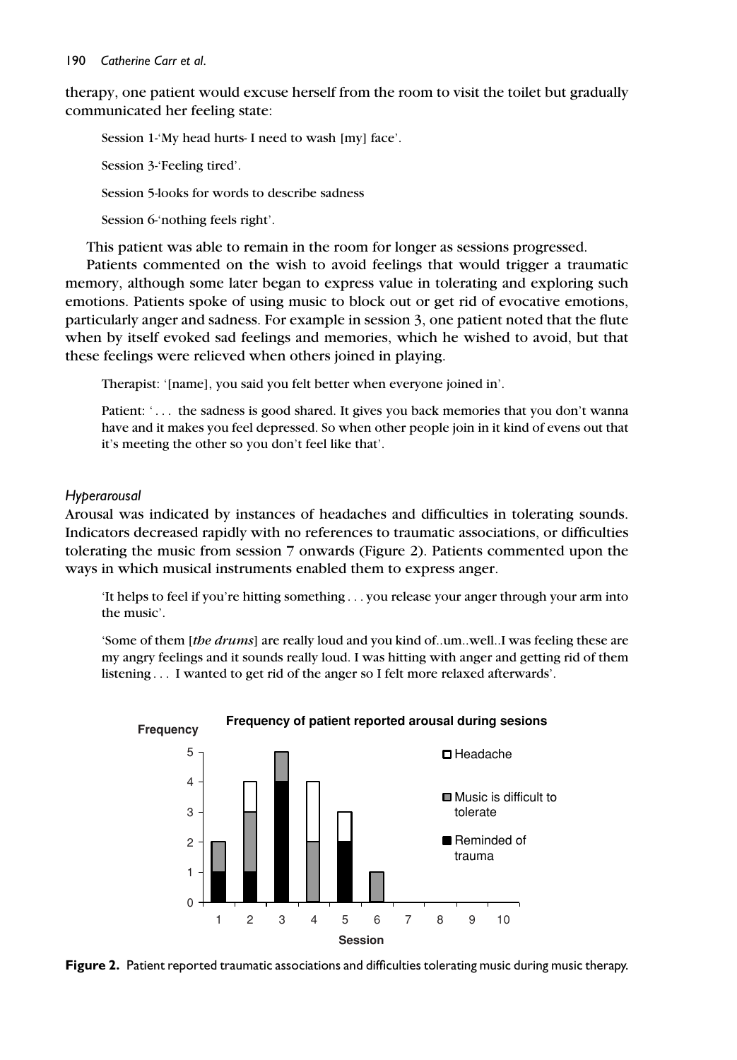therapy, one patient would excuse herself from the room to visit the toilet but gradually communicated her feeling state:

> Session 1-'My head hurts- I need to wash [my] face'.
>
> Session 3-'Feeling tired'.
>
> Session 5-looks for words to describe sadness
>
> Session 6-'nothing feels right'.

This patient was able to remain in the room for longer as sessions progressed.

Patients commented on the wish to avoid feelings that would trigger a traumatic memory, although some later began to express value in tolerating and exploring such emotions. Patients spoke of using music to block out or get rid of evocative emotions, particularly anger and sadness. For example in session 3, one patient noted that the flute when by itself evoked sad feelings and memories, which he wished to avoid, but that these feelings were relieved when others joined in playing.

> Therapist: '[name], you said you felt better when everyone joined in'.
>
> Patient: ' . . . the sadness is good shared. It gives you back memories that you don't wanna have and it makes you feel depressed. So when other people join in it kind of evens out that it's meeting the other so you don't feel like that'.

### *Hyperarousal*

Arousal was indicated by instances of headaches and difficulties in tolerating sounds. Indicators decreased rapidly with no references to traumatic associations, or difficulties tolerating the music from session 7 onwards (Figure 2). Patients commented upon the ways in which musical instruments enabled them to express anger.

> 'It helps to feel if you're hitting something . . . you release your anger through your arm into the music'.
>
> 'Some of them [*the drums*] are really loud and you kind of..um..well..I was feeling these are my angry feelings and it sounds really loud. I was hitting with anger and getting rid of them listening . . . I wanted to get rid of the anger so I felt more relaxed afterwards'.

**Figure 2.** Patient reported traumatic associations and difficulties tolerating music during music therapy.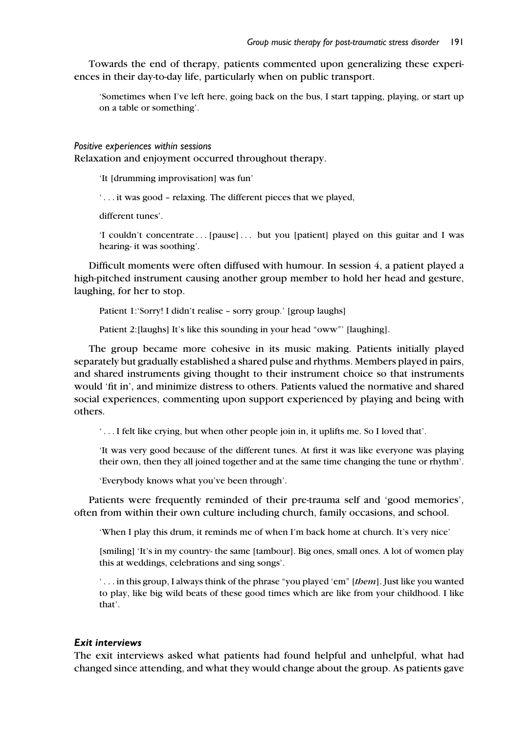Towards the end of therapy, patients commented upon generalizing these experiences in their day-to-day life, particularly when on public transport.

> 'Sometimes when I've left here, going back on the bus, I start tapping, playing, or start up on a table or something'.

*Positive experiences within sessions*

Relaxation and enjoyment occurred throughout therapy.

> 'It [drumming improvisation] was fun'
>
> '... it was good – relaxing. The different pieces that we played,
>
> different tunes'.
>
> 'I couldn't concentrate ... [pause] ... but you [patient] played on this guitar and I was hearing- it was soothing'.

Difficult moments were often diffused with humour. In session 4, a patient played a high-pitched instrument causing another group member to hold her head and gesture, laughing, for her to stop.

> Patient 1:'Sorry! I didn't realise – sorry group.' [group laughs]
>
> Patient 2:[laughs] It's like this sounding in your head "oww"' [laughing].

The group became more cohesive in its music making. Patients initially played separately but gradually established a shared pulse and rhythms. Members played in pairs, and shared instruments giving thought to their instrument choice so that instruments would 'fit in', and minimize distress to others. Patients valued the normative and shared social experiences, commenting upon support experienced by playing and being with others.

> '... I felt like crying, but when other people join in, it uplifts me. So I loved that'.
>
> 'It was very good because of the different tunes. At first it was like everyone was playing their own, then they all joined together and at the same time changing the tune or rhythm'.
>
> 'Everybody knows what you've been through'.

Patients were frequently reminded of their pre-trauma self and 'good memories', often from within their own culture including church, family occasions, and school.

> 'When I play this drum, it reminds me of when I'm back home at church. It's very nice'
>
> [smiling] 'It's in my country- the same [tambour]. Big ones, small ones. A lot of women play this at weddings, celebrations and sing songs'.
>
> '... in this group, I always think of the phrase "you played 'em" [*them*]. Just like you wanted to play, like big wild beats of these good times which are like from your childhood. I like that'.

### *Exit interviews*

The exit interviews asked what patients had found helpful and unhelpful, what had changed since attending, and what they would change about the group. As patients gave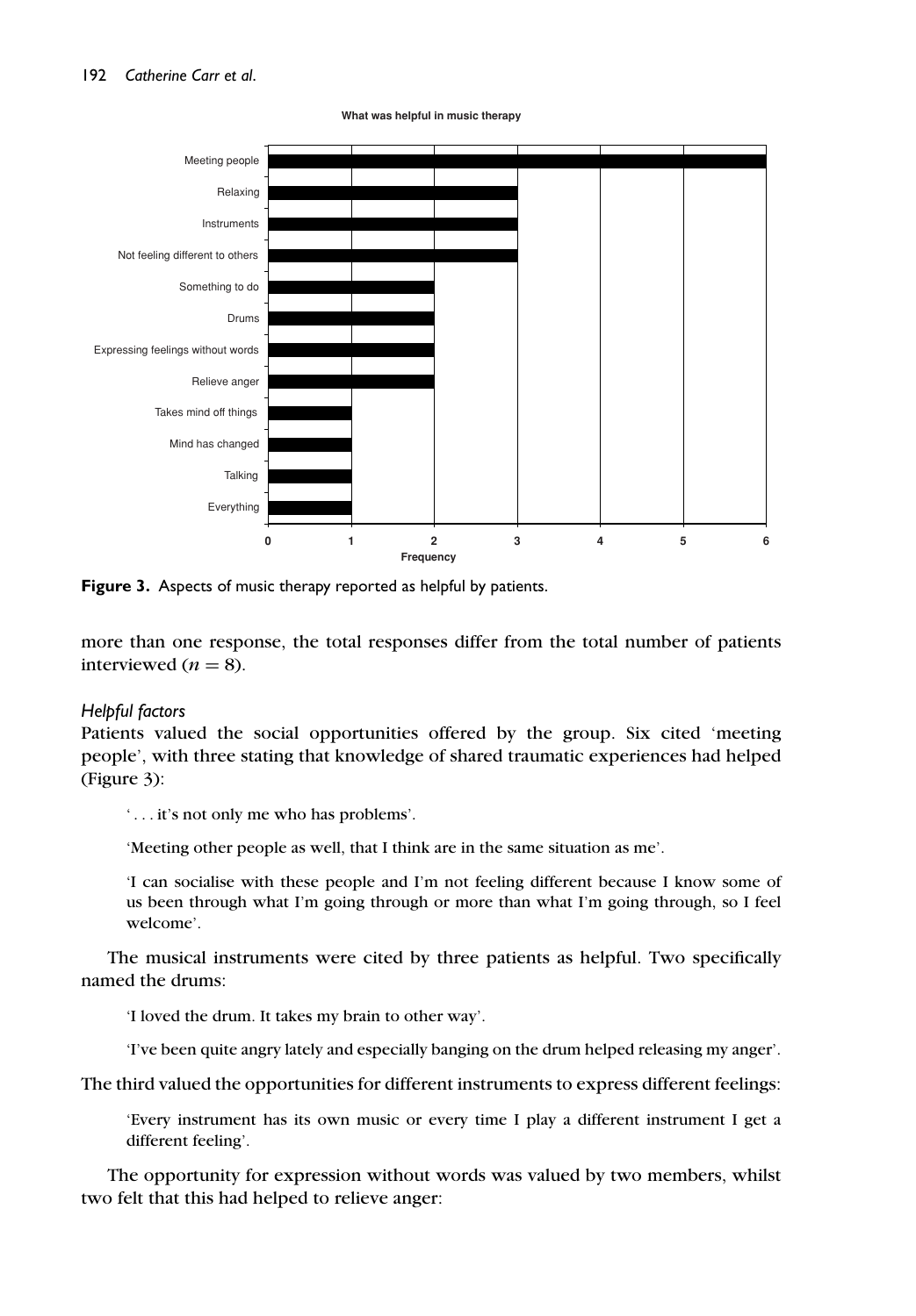**Figure 3.** Aspects of music therapy reported as helpful by patients.

more than one response, the total responses differ from the total number of patients interviewed ($n = 8$).

*Helpful factors*

Patients valued the social opportunities offered by the group. Six cited 'meeting people', with three stating that knowledge of shared traumatic experiences had helped (Figure 3):

> '. . . it's not only me who has problems'.

> 'Meeting other people as well, that I think are in the same situation as me'.

> 'I can socialise with these people and I'm not feeling different because I know some of us been through what I'm going through or more than what I'm going through, so I feel welcome'.

The musical instruments were cited by three patients as helpful. Two specifically named the drums:

> 'I loved the drum. It takes my brain to other way'.

> 'I've been quite angry lately and especially banging on the drum helped releasing my anger'.

The third valued the opportunities for different instruments to express different feelings:

> 'Every instrument has its own music or every time I play a different instrument I get a different feeling'.

The opportunity for expression without words was valued by two members, whilst two felt that this had helped to relieve anger: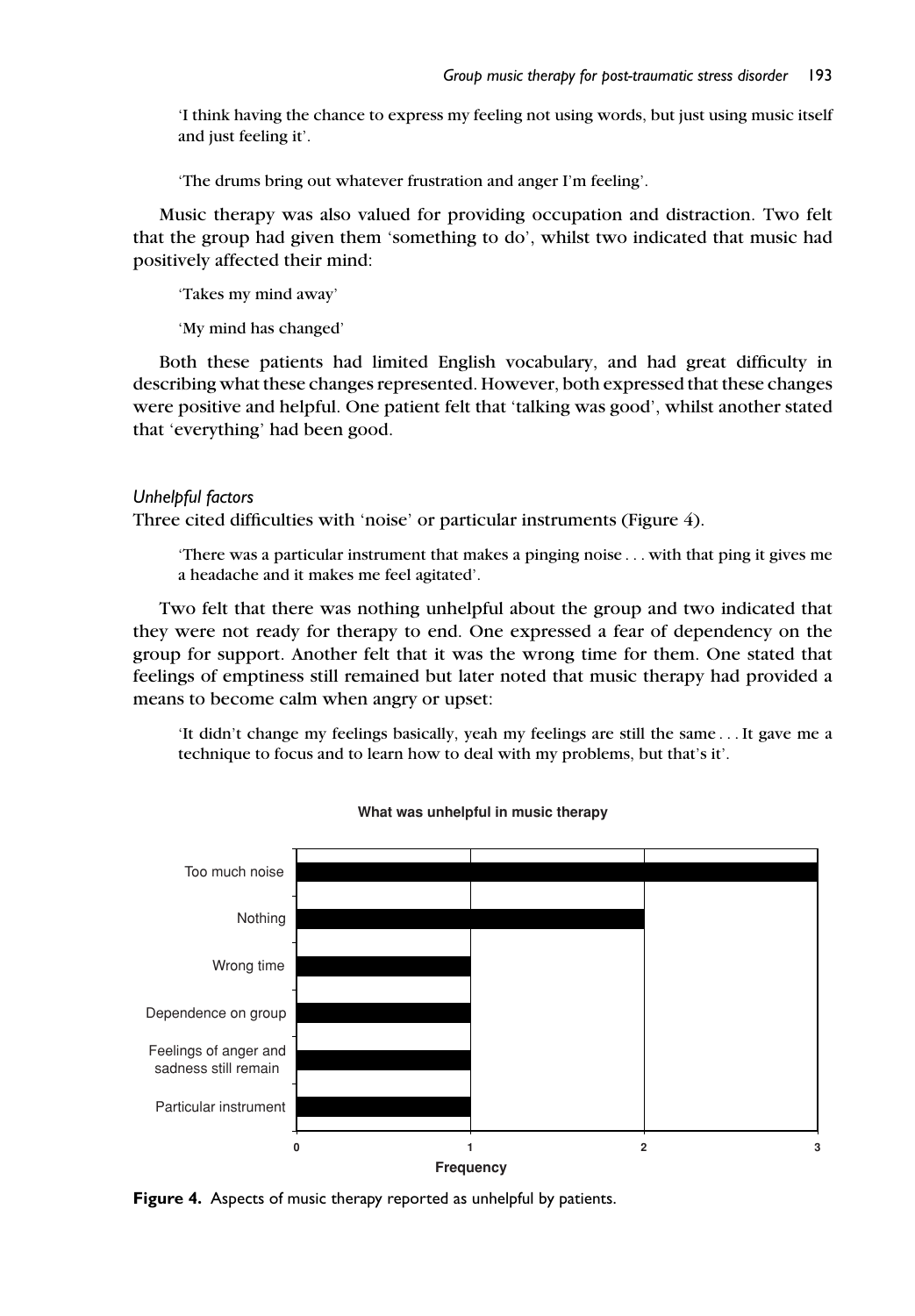'I think having the chance to express my feeling not using words, but just using music itself and just feeling it'.

'The drums bring out whatever frustration and anger I'm feeling'.

Music therapy was also valued for providing occupation and distraction. Two felt that the group had given them 'something to do', whilst two indicated that music had positively affected their mind:

'Takes my mind away'

'My mind has changed'

Both these patients had limited English vocabulary, and had great difficulty in describing what these changes represented. However, both expressed that these changes were positive and helpful. One patient felt that 'talking was good', whilst another stated that 'everything' had been good.

### *Unhelpful factors*

Three cited difficulties with 'noise' or particular instruments (Figure 4).

'There was a particular instrument that makes a pinging noise . . . with that ping it gives me a headache and it makes me feel agitated'.

Two felt that there was nothing unhelpful about the group and two indicated that they were not ready for therapy to end. One expressed a fear of dependency on the group for support. Another felt that it was the wrong time for them. One stated that feelings of emptiness still remained but later noted that music therapy had provided a means to become calm when angry or upset:

'It didn't change my feelings basically, yeah my feelings are still the same . . . It gave me a technique to focus and to learn how to deal with my problems, but that's it'.

**What was unhelpful in music therapy**

| What was unhelpful | Frequency |
|---|---|
| Too much noise | 3 |
| Nothing | 2 |
| Wrong time | 1 |
| Dependence on group | 1 |
| Feelings of anger and sadness still remain | 1 |
| Particular instrument | 1 |

**Figure 4.** Aspects of music therapy reported as unhelpful by patients.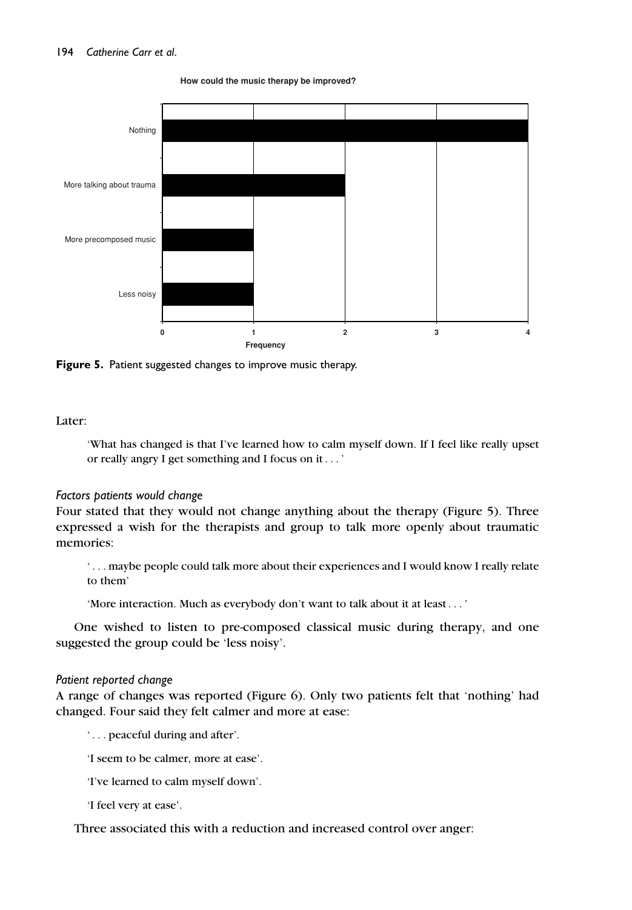**Figure 5.** Patient suggested changes to improve music therapy.

Later:

> 'What has changed is that I've learned how to calm myself down. If I feel like really upset or really angry I get something and I focus on it . . . '

### *Factors patients would change*

Four stated that they would not change anything about the therapy (Figure 5). Three expressed a wish for the therapists and group to talk more openly about traumatic memories:

> ' . . . maybe people could talk more about their experiences and I would know I really relate to them'

> 'More interaction. Much as everybody don't want to talk about it at least . . . '

One wished to listen to pre-composed classical music during therapy, and one suggested the group could be 'less noisy'.

### *Patient reported change*

A range of changes was reported (Figure 6). Only two patients felt that 'nothing' had changed. Four said they felt calmer and more at ease:

> ' . . . peaceful during and after'.

> 'I seem to be calmer, more at ease'.

> 'I've learned to calm myself down'.

> 'I feel very at ease'.

Three associated this with a reduction and increased control over anger: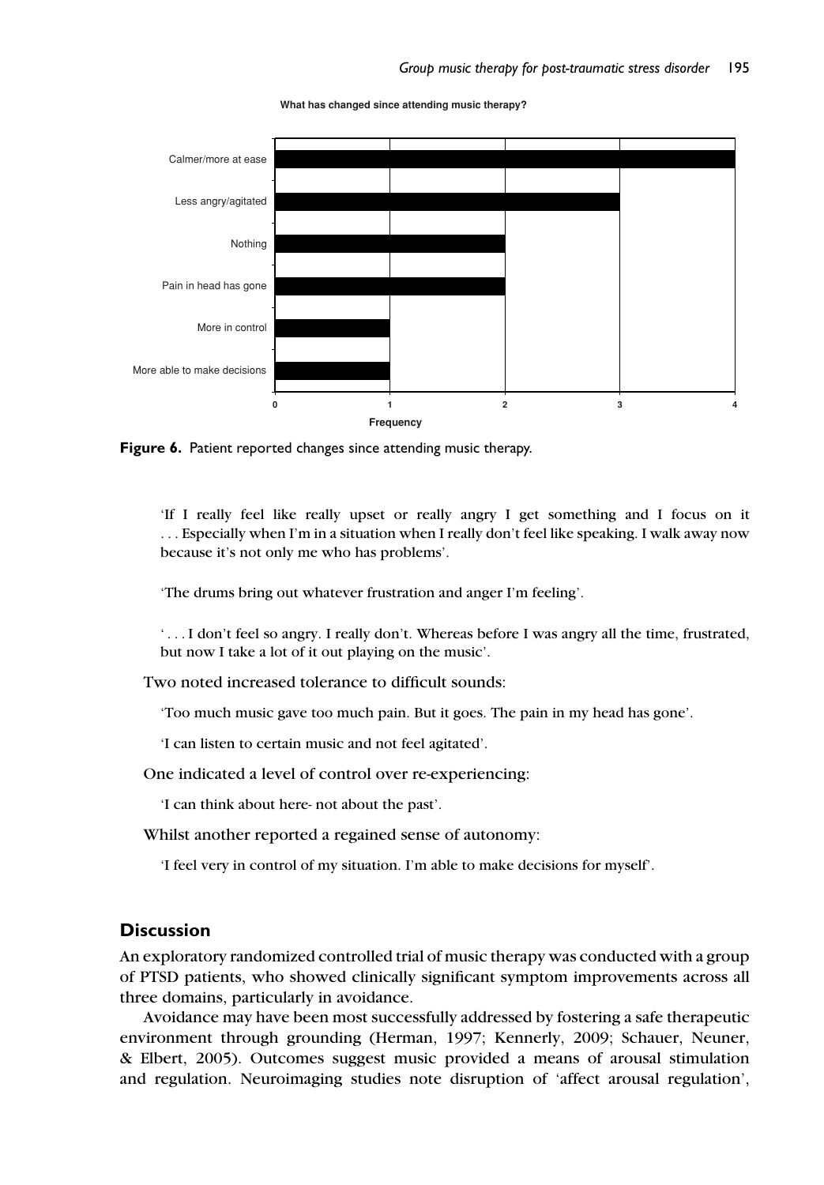What has changed since attending music therapy?

| Response | Frequency |
|---|---|
| Calmer/more at ease | 4 |
| Less angry/agitated | 3 |
| Nothing | 2 |
| Pain in head has gone | 2 |
| More in control | 1 |
| More able to make decisions | 1 |

**Figure 6.** Patient reported changes since attending music therapy.

> 'If I really feel like really upset or really angry I get something and I focus on it . . . Especially when I'm in a situation when I really don't feel like speaking. I walk away now because it's not only me who has problems'.

> 'The drums bring out whatever frustration and anger I'm feeling'.

> ' . . . I don't feel so angry. I really don't. Whereas before I was angry all the time, frustrated, but now I take a lot of it out playing on the music'.

Two noted increased tolerance to difficult sounds:

> 'Too much music gave too much pain. But it goes. The pain in my head has gone'.

> 'I can listen to certain music and not feel agitated'.

One indicated a level of control over re-experiencing:

> 'I can think about here- not about the past'.

Whilst another reported a regained sense of autonomy:

> 'I feel very in control of my situation. I'm able to make decisions for myself'.

## Discussion

An exploratory randomized controlled trial of music therapy was conducted with a group of PTSD patients, who showed clinically significant symptom improvements across all three domains, particularly in avoidance.

Avoidance may have been most successfully addressed by fostering a safe therapeutic environment through grounding (Herman, 1997; Kennerly, 2009; Schauer, Neuner, & Elbert, 2005). Outcomes suggest music provided a means of arousal stimulation and regulation. Neuroimaging studies note disruption of 'affect arousal regulation',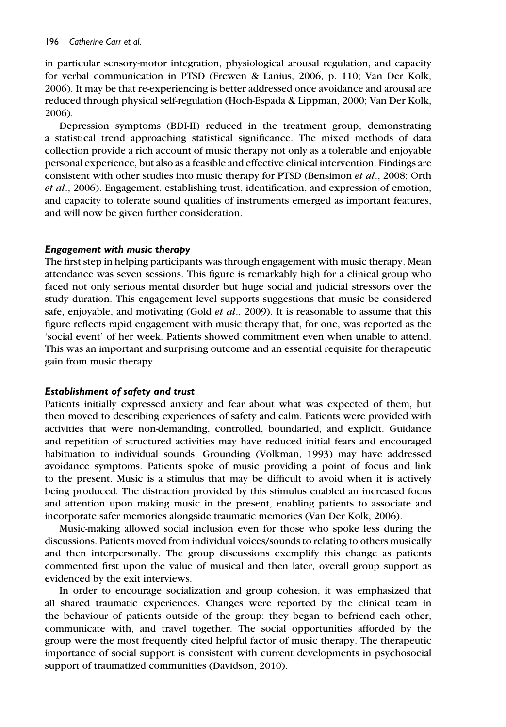in particular sensory-motor integration, physiological arousal regulation, and capacity for verbal communication in PTSD (Frewen & Lanius, 2006, p. 110; Van Der Kolk, 2006). It may be that re-experiencing is better addressed once avoidance and arousal are reduced through physical self-regulation (Hoch-Espada & Lippman, 2000; Van Der Kolk, 2006).

Depression symptoms (BDI-II) reduced in the treatment group, demonstrating a statistical trend approaching statistical significance. The mixed methods of data collection provide a rich account of music therapy not only as a tolerable and enjoyable personal experience, but also as a feasible and effective clinical intervention. Findings are consistent with other studies into music therapy for PTSD (Bensimon *et al*., 2008; Orth *et al*., 2006). Engagement, establishing trust, identification, and expression of emotion, and capacity to tolerate sound qualities of instruments emerged as important features, and will now be given further consideration.

### *Engagement with music therapy*

The first step in helping participants was through engagement with music therapy. Mean attendance was seven sessions. This figure is remarkably high for a clinical group who faced not only serious mental disorder but huge social and judicial stressors over the study duration. This engagement level supports suggestions that music be considered safe, enjoyable, and motivating (Gold *et al*., 2009). It is reasonable to assume that this figure reflects rapid engagement with music therapy that, for one, was reported as the 'social event' of her week. Patients showed commitment even when unable to attend. This was an important and surprising outcome and an essential requisite for therapeutic gain from music therapy.

### *Establishment of safety and trust*

Patients initially expressed anxiety and fear about what was expected of them, but then moved to describing experiences of safety and calm. Patients were provided with activities that were non-demanding, controlled, boundaried, and explicit. Guidance and repetition of structured activities may have reduced initial fears and encouraged habituation to individual sounds. Grounding (Volkman, 1993) may have addressed avoidance symptoms. Patients spoke of music providing a point of focus and link to the present. Music is a stimulus that may be difficult to avoid when it is actively being produced. The distraction provided by this stimulus enabled an increased focus and attention upon making music in the present, enabling patients to associate and incorporate safer memories alongside traumatic memories (Van Der Kolk, 2006).

Music-making allowed social inclusion even for those who spoke less during the discussions. Patients moved from individual voices/sounds to relating to others musically and then interpersonally. The group discussions exemplify this change as patients commented first upon the value of musical and then later, overall group support as evidenced by the exit interviews.

In order to encourage socialization and group cohesion, it was emphasized that all shared traumatic experiences. Changes were reported by the clinical team in the behaviour of patients outside of the group: they began to befriend each other, communicate with, and travel together. The social opportunities afforded by the group were the most frequently cited helpful factor of music therapy. The therapeutic importance of social support is consistent with current developments in psychosocial support of traumatized communities (Davidson, 2010).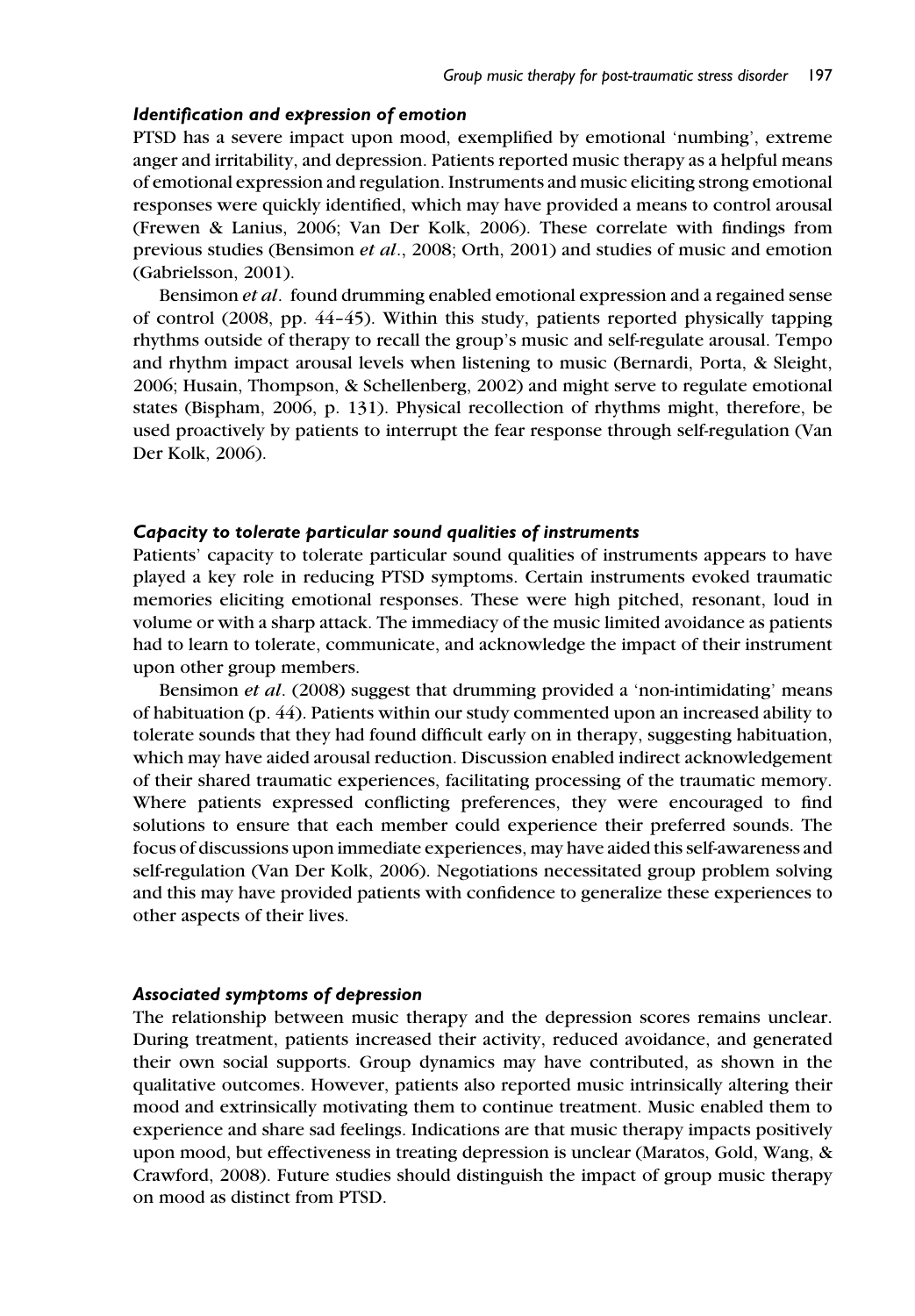### *Identification and expression of emotion*

PTSD has a severe impact upon mood, exemplified by emotional 'numbing', extreme anger and irritability, and depression. Patients reported music therapy as a helpful means of emotional expression and regulation. Instruments and music eliciting strong emotional responses were quickly identified, which may have provided a means to control arousal (Frewen & Lanius, 2006; Van Der Kolk, 2006). These correlate with findings from previous studies (Bensimon *et al*., 2008; Orth, 2001) and studies of music and emotion (Gabrielsson, 2001).

Bensimon *et al*. found drumming enabled emotional expression and a regained sense of control (2008, pp. 44–45). Within this study, patients reported physically tapping rhythms outside of therapy to recall the group's music and self-regulate arousal. Tempo and rhythm impact arousal levels when listening to music (Bernardi, Porta, & Sleight, 2006; Husain, Thompson, & Schellenberg, 2002) and might serve to regulate emotional states (Bispham, 2006, p. 131). Physical recollection of rhythms might, therefore, be used proactively by patients to interrupt the fear response through self-regulation (Van Der Kolk, 2006).

### *Capacity to tolerate particular sound qualities of instruments*

Patients' capacity to tolerate particular sound qualities of instruments appears to have played a key role in reducing PTSD symptoms. Certain instruments evoked traumatic memories eliciting emotional responses. These were high pitched, resonant, loud in volume or with a sharp attack. The immediacy of the music limited avoidance as patients had to learn to tolerate, communicate, and acknowledge the impact of their instrument upon other group members.

Bensimon *et al*. (2008) suggest that drumming provided a 'non-intimidating' means of habituation (p. 44). Patients within our study commented upon an increased ability to tolerate sounds that they had found difficult early on in therapy, suggesting habituation, which may have aided arousal reduction. Discussion enabled indirect acknowledgement of their shared traumatic experiences, facilitating processing of the traumatic memory. Where patients expressed conflicting preferences, they were encouraged to find solutions to ensure that each member could experience their preferred sounds. The focus of discussions upon immediate experiences, may have aided this self-awareness and self-regulation (Van Der Kolk, 2006). Negotiations necessitated group problem solving and this may have provided patients with confidence to generalize these experiences to other aspects of their lives.

### *Associated symptoms of depression*

The relationship between music therapy and the depression scores remains unclear. During treatment, patients increased their activity, reduced avoidance, and generated their own social supports. Group dynamics may have contributed, as shown in the qualitative outcomes. However, patients also reported music intrinsically altering their mood and extrinsically motivating them to continue treatment. Music enabled them to experience and share sad feelings. Indications are that music therapy impacts positively upon mood, but effectiveness in treating depression is unclear (Maratos, Gold, Wang, & Crawford, 2008). Future studies should distinguish the impact of group music therapy on mood as distinct from PTSD.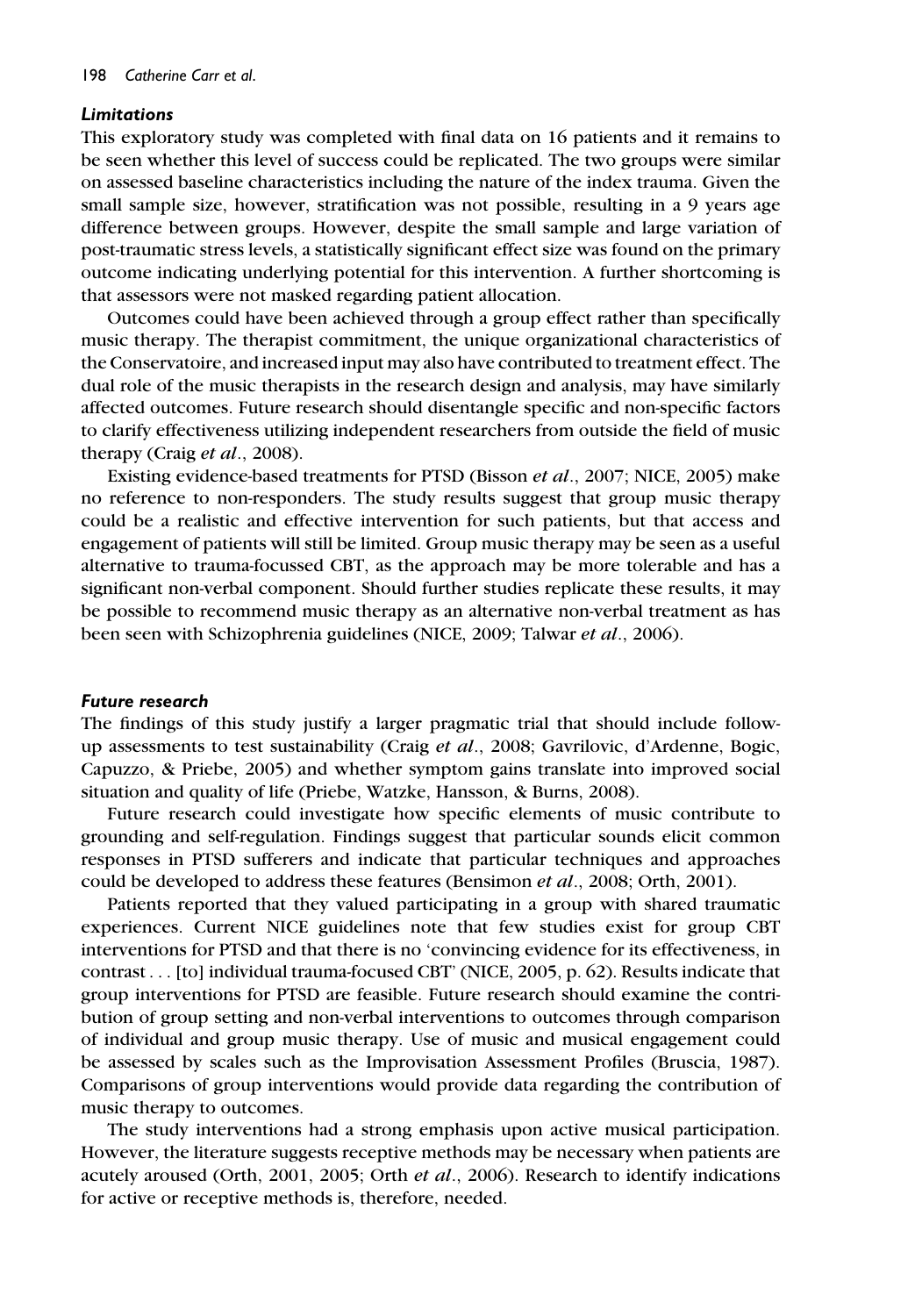### *Limitations*

This exploratory study was completed with final data on 16 patients and it remains to be seen whether this level of success could be replicated. The two groups were similar on assessed baseline characteristics including the nature of the index trauma. Given the small sample size, however, stratification was not possible, resulting in a 9 years age difference between groups. However, despite the small sample and large variation of post-traumatic stress levels, a statistically significant effect size was found on the primary outcome indicating underlying potential for this intervention. A further shortcoming is that assessors were not masked regarding patient allocation.

Outcomes could have been achieved through a group effect rather than specifically music therapy. The therapist commitment, the unique organizational characteristics of the Conservatoire, and increased input may also have contributed to treatment effect. The dual role of the music therapists in the research design and analysis, may have similarly affected outcomes. Future research should disentangle specific and non-specific factors to clarify effectiveness utilizing independent researchers from outside the field of music therapy (Craig *et al*., 2008).

Existing evidence-based treatments for PTSD (Bisson *et al*., 2007; NICE, 2005) make no reference to non-responders. The study results suggest that group music therapy could be a realistic and effective intervention for such patients, but that access and engagement of patients will still be limited. Group music therapy may be seen as a useful alternative to trauma-focussed CBT, as the approach may be more tolerable and has a significant non-verbal component. Should further studies replicate these results, it may be possible to recommend music therapy as an alternative non-verbal treatment as has been seen with Schizophrenia guidelines (NICE, 2009; Talwar *et al*., 2006).

### *Future research*

The findings of this study justify a larger pragmatic trial that should include follow-up assessments to test sustainability (Craig *et al*., 2008; Gavrilovic, d'Ardenne, Bogic, Capuzzo, & Priebe, 2005) and whether symptom gains translate into improved social situation and quality of life (Priebe, Watzke, Hansson, & Burns, 2008).

Future research could investigate how specific elements of music contribute to grounding and self-regulation. Findings suggest that particular sounds elicit common responses in PTSD sufferers and indicate that particular techniques and approaches could be developed to address these features (Bensimon *et al*., 2008; Orth, 2001).

Patients reported that they valued participating in a group with shared traumatic experiences. Current NICE guidelines note that few studies exist for group CBT interventions for PTSD and that there is no 'convincing evidence for its effectiveness, in contrast . . . [to] individual trauma-focused CBT' (NICE, 2005, p. 62). Results indicate that group interventions for PTSD are feasible. Future research should examine the contribution of group setting and non-verbal interventions to outcomes through comparison of individual and group music therapy. Use of music and musical engagement could be assessed by scales such as the Improvisation Assessment Profiles (Bruscia, 1987). Comparisons of group interventions would provide data regarding the contribution of music therapy to outcomes.

The study interventions had a strong emphasis upon active musical participation. However, the literature suggests receptive methods may be necessary when patients are acutely aroused (Orth, 2001, 2005; Orth *et al*., 2006). Research to identify indications for active or receptive methods is, therefore, needed.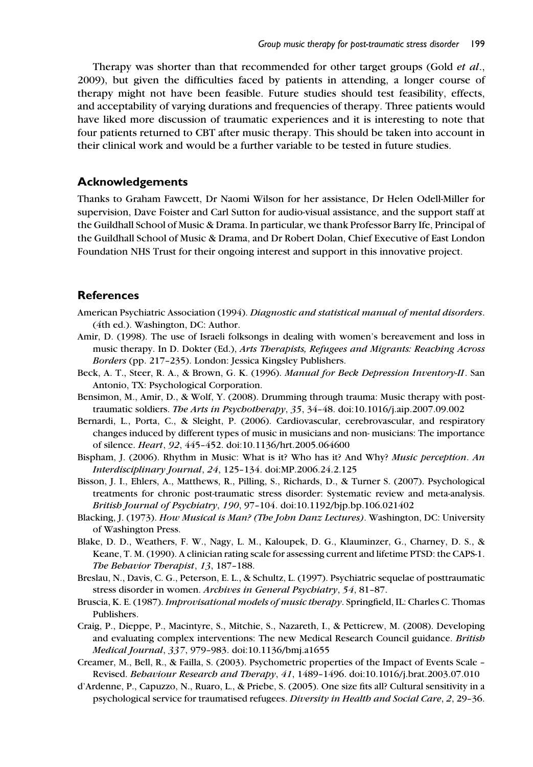Therapy was shorter than that recommended for other target groups (Gold *et al*., 2009), but given the difficulties faced by patients in attending, a longer course of therapy might not have been feasible. Future studies should test feasibility, effects, and acceptability of varying durations and frequencies of therapy. Three patients would have liked more discussion of traumatic experiences and it is interesting to note that four patients returned to CBT after music therapy. This should be taken into account in their clinical work and would be a further variable to be tested in future studies.

## Acknowledgements

Thanks to Graham Fawcett, Dr Naomi Wilson for her assistance, Dr Helen Odell-Miller for supervision, Dave Foister and Carl Sutton for audio-visual assistance, and the support staff at the Guildhall School of Music & Drama. In particular, we thank Professor Barry Ife, Principal of the Guildhall School of Music & Drama, and Dr Robert Dolan, Chief Executive of East London Foundation NHS Trust for their ongoing interest and support in this innovative project.

## References

American Psychiatric Association (1994). *Diagnostic and statistical manual of mental disorders*. (4th ed.). Washington, DC: Author.

Amir, D. (1998). The use of Israeli folksongs in dealing with women's bereavement and loss in music therapy. In D. Dokter (Ed.), *Arts Therapists, Refugees and Migrants: Reaching Across Borders* (pp. 217–235). London: Jessica Kingsley Publishers.

Beck, A. T., Steer, R. A., & Brown, G. K. (1996). *Manual for Beck Depression Inventory-II*. San Antonio, TX: Psychological Corporation.

Bensimon, M., Amir, D., & Wolf, Y. (2008). Drumming through trauma: Music therapy with post-traumatic soldiers. *The Arts in Psychotherapy*, *35*, 34–48. doi:10.1016/j.aip.2007.09.002

Bernardi, L., Porta, C., & Sleight, P. (2006). Cardiovascular, cerebrovascular, and respiratory changes induced by different types of music in musicians and non- musicians: The importance of silence. *Heart*, *92*, 445–452. doi:10.1136/hrt.2005.064600

Bispham, J. (2006). Rhythm in Music: What is it? Who has it? And Why? *Music perception*. *An Interdisciplinary Journal*, *24*, 125–134. doi:MP.2006.24.2.125

Bisson, J. I., Ehlers, A., Matthews, R., Pilling, S., Richards, D., & Turner S. (2007). Psychological treatments for chronic post-traumatic stress disorder: Systematic review and meta-analysis. *British Journal of Psychiatry*, *190*, 97–104. doi:10.1192/bjp.bp.106.021402

Blacking, J. (1973). *How Musical is Man? (The John Danz Lectures)*. Washington, DC: University of Washington Press.

Blake, D. D., Weathers, F. W., Nagy, L. M., Kaloupek, D. G., Klauminzer, G., Charney, D. S., & Keane, T. M. (1990). A clinician rating scale for assessing current and lifetime PTSD: the CAPS-1. *The Behavior Therapist*, *13*, 187–188.

Breslau, N., Davis, C. G., Peterson, E. L., & Schultz, L. (1997). Psychiatric sequelae of posttraumatic stress disorder in women. *Archives in General Psychiatry*, *54*, 81–87.

Bruscia, K. E. (1987). *Improvisational models of music therapy*. Springfield, IL: Charles C. Thomas Publishers.

Craig, P., Dieppe, P., Macintyre, S., Mitchie, S., Nazareth, I., & Petticrew, M. (2008). Developing and evaluating complex interventions: The new Medical Research Council guidance. *British Medical Journal*, *337*, 979–983. doi:10.1136/bmj.a1655

Creamer, M., Bell, R., & Failla, S. (2003). Psychometric properties of the Impact of Events Scale – Revised. *Behaviour Research and Therapy*, *41*, 1489–1496. doi:10.1016/j.brat.2003.07.010

d'Ardenne, P., Capuzzo, N., Ruaro, L., & Priebe, S. (2005). One size fits all? Cultural sensitivity in a psychological service for traumatised refugees. *Diversity in Health and Social Care*, *2*, 29–36.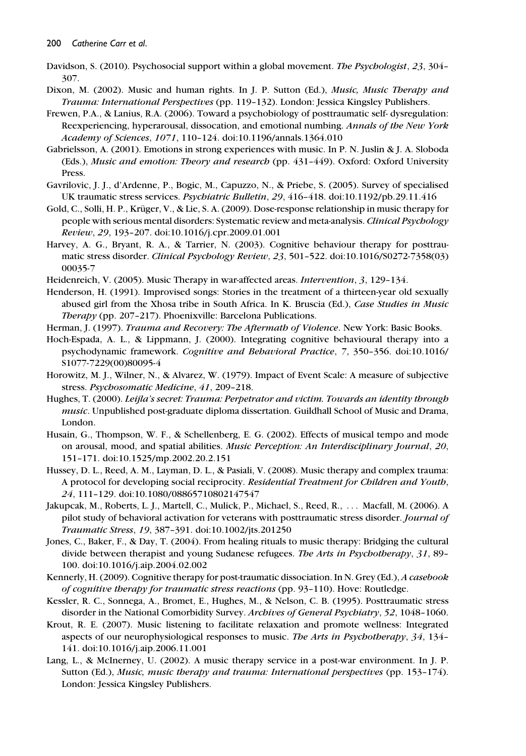Davidson, S. (2010). Psychosocial support within a global movement. *The Psychologist*, *23*, 304–307.

Dixon, M. (2002). Music and human rights. In J. P. Sutton (Ed.), *Music, Music Therapy and Trauma: International Perspectives* (pp. 119–132). London: Jessica Kingsley Publishers.

Frewen, P.A., & Lanius, R.A. (2006). Toward a psychobiology of posttraumatic self- dysregulation: Reexperiencing, hyperarousal, dissocation, and emotional numbing. *Annals of the New York Academy of Sciences*, *1071*, 110–124. doi:10.1196/annals.1364.010

Gabrielsson, A. (2001). Emotions in strong experiences with music. In P. N. Juslin & J. A. Sloboda (Eds.), *Music and emotion: Theory and research* (pp. 431–449). Oxford: Oxford University Press.

Gavrilovic, J. J., d'Ardenne, P., Bogic, M., Capuzzo, N., & Priebe, S. (2005). Survey of specialised UK traumatic stress services. *Psychiatric Bulletin*, *29*, 416–418. doi:10.1192/pb.29.11.416

Gold, C., Solli, H. P., Krüger, V., & Lie, S. A. (2009). Dose-response relationship in music therapy for people with serious mental disorders: Systematic review and meta-analysis. *Clinical Psychology Review*, *29*, 193–207. doi:10.1016/j.cpr.2009.01.001

Harvey, A. G., Bryant, R. A., & Tarrier, N. (2003). Cognitive behaviour therapy for posttraumatic stress disorder. *Clinical Psychology Review*, *23*, 501–522. doi:10.1016/S0272-7358(03)00035-7

Heidenreich, V. (2005). Music Therapy in war-affected areas. *Intervention*, *3*, 129–134.

Henderson, H. (1991). Improvised songs: Stories in the treatment of a thirteen-year old sexually abused girl from the Xhosa tribe in South Africa. In K. Bruscia (Ed.), *Case Studies in Music Therapy* (pp. 207–217). Phoenixville: Barcelona Publications.

Herman, J. (1997). *Trauma and Recovery: The Aftermath of Violence*. New York: Basic Books.

Hoch-Espada, A. L., & Lippmann, J. (2000). Integrating cognitive behavioural therapy into a psychodynamic framework. *Cognitive and Behavioral Practice*, *7*, 350–356. doi:10.1016/S1077-7229(00)80095-4

Horowitz, M. J., Wilner, N., & Alvarez, W. (1979). Impact of Event Scale: A measure of subjective stress. *Psychosomatic Medicine*, *41*, 209–218.

Hughes, T. (2000). *Leijla's secret: Trauma: Perpetrator and victim. Towards an identity through music*. Unpublished post-graduate diploma dissertation. Guildhall School of Music and Drama, London.

Husain, G., Thompson, W. F., & Schellenberg, E. G. (2002). Effects of musical tempo and mode on arousal, mood, and spatial abilities. *Music Perception: An Interdisciplinary Journal*, *20*, 151–171. doi:10.1525/mp.2002.20.2.151

Hussey, D. L., Reed, A. M., Layman, D. L., & Pasiali, V. (2008). Music therapy and complex trauma: A protocol for developing social reciprocity. *Residential Treatment for Children and Youth*, *24*, 111–129. doi:10.1080/08865710802147547

Jakupcak, M., Roberts, L. J., Martell, C., Mulick, P., Michael, S., Reed, R., ... Macfall, M. (2006). A pilot study of behavioral activation for veterans with posttraumatic stress disorder. *Journal of Traumatic Stress*, *19*, 387–391. doi:10.1002/jts.201250

Jones, C., Baker, F., & Day, T. (2004). From healing rituals to music therapy: Bridging the cultural divide between therapist and young Sudanese refugees. *The Arts in Psychotherapy*, *31*, 89–100. doi:10.1016/j.aip.2004.02.002

Kennerly, H. (2009). Cognitive therapy for post-traumatic dissociation. In N. Grey (Ed.), *A casebook of cognitive therapy for traumatic stress reactions* (pp. 93–110). Hove: Routledge.

Kessler, R. C., Sonnega, A., Bromet, E., Hughes, M., & Nelson, C. B. (1995). Posttraumatic stress disorder in the National Comorbidity Survey. *Archives of General Psychiatry*, *52*, 1048–1060.

Krout, R. E. (2007). Music listening to facilitate relaxation and promote wellness: Integrated aspects of our neurophysiological responses to music. *The Arts in Psychotherapy*, *34*, 134–141. doi:10.1016/j.aip.2006.11.001

Lang, L., & McInerney, U. (2002). A music therapy service in a post-war environment. In J. P. Sutton (Ed.), *Music, music therapy and trauma: International perspectives* (pp. 153–174). London: Jessica Kingsley Publishers.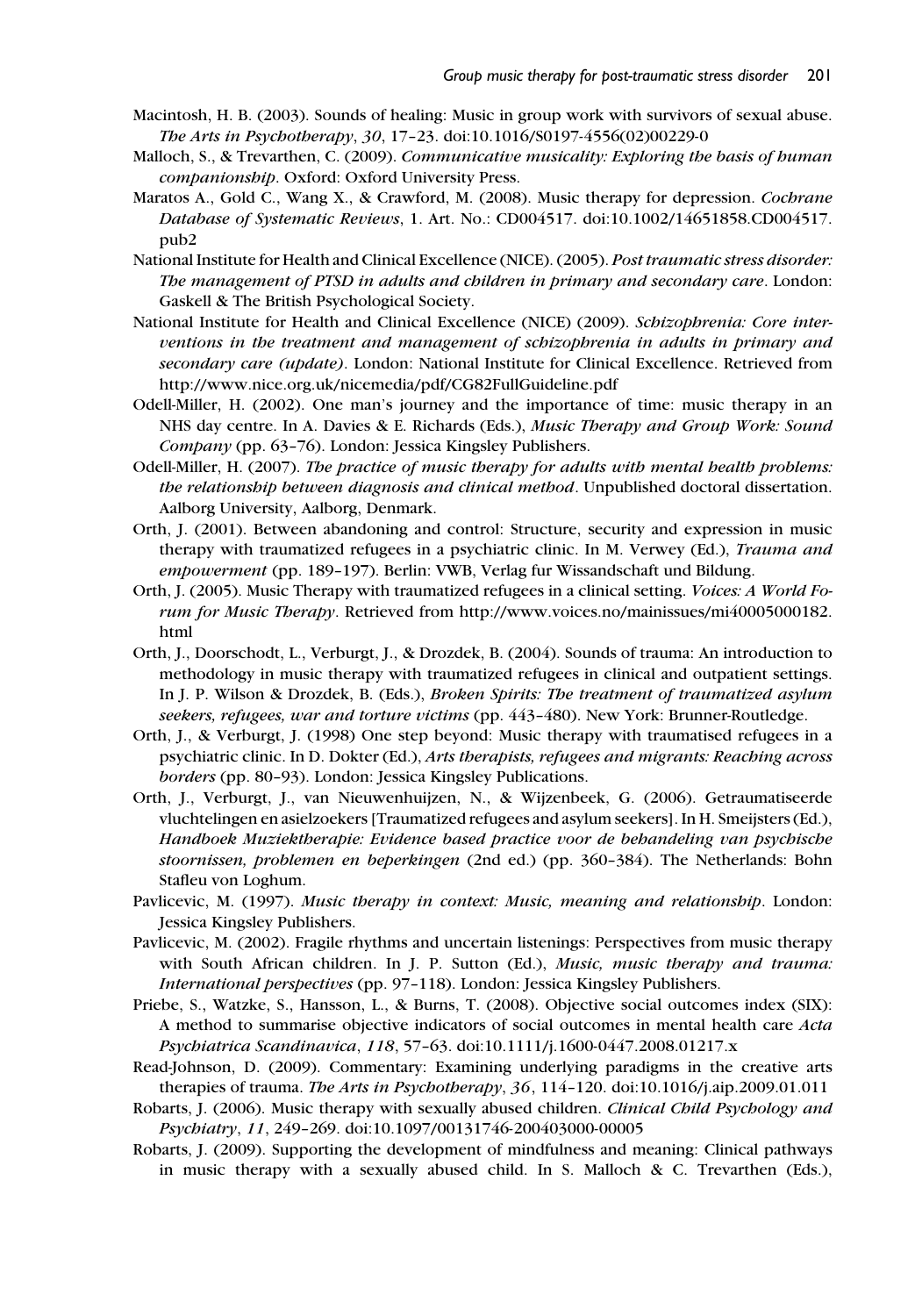Macintosh, H. B. (2003). Sounds of healing: Music in group work with survivors of sexual abuse. *The Arts in Psychotherapy*, *30*, 17–23. doi:10.1016/S0197-4556(02)00229-0

Malloch, S., & Trevarthen, C. (2009). *Communicative musicality: Exploring the basis of human companionship*. Oxford: Oxford University Press.

Maratos A., Gold C., Wang X., & Crawford, M. (2008). Music therapy for depression. *Cochrane Database of Systematic Reviews*, 1. Art. No.: CD004517. doi:10.1002/14651858.CD004517.pub2

National Institute for Health and Clinical Excellence (NICE). (2005). *Post traumatic stress disorder: The management of PTSD in adults and children in primary and secondary care*. London: Gaskell & The British Psychological Society.

National Institute for Health and Clinical Excellence (NICE) (2009). *Schizophrenia: Core interventions in the treatment and management of schizophrenia in adults in primary and secondary care (update)*. London: National Institute for Clinical Excellence. Retrieved from http://www.nice.org.uk/nicemedia/pdf/CG82FullGuideline.pdf

Odell-Miller, H. (2002). One man's journey and the importance of time: music therapy in an NHS day centre. In A. Davies & E. Richards (Eds.), *Music Therapy and Group Work: Sound Company* (pp. 63–76). London: Jessica Kingsley Publishers.

Odell-Miller, H. (2007). *The practice of music therapy for adults with mental health problems: the relationship between diagnosis and clinical method*. Unpublished doctoral dissertation. Aalborg University, Aalborg, Denmark.

Orth, J. (2001). Between abandoning and control: Structure, security and expression in music therapy with traumatized refugees in a psychiatric clinic. In M. Verwey (Ed.), *Trauma and empowerment* (pp. 189–197). Berlin: VWB, Verlag fur Wissandschaft und Bildung.

Orth, J. (2005). Music Therapy with traumatized refugees in a clinical setting. *Voices: A World Forum for Music Therapy*. Retrieved from http://www.voices.no/mainissues/mi40005000182.html

Orth, J., Doorschodt, L., Verburgt, J., & Drozdek, B. (2004). Sounds of trauma: An introduction to methodology in music therapy with traumatized refugees in clinical and outpatient settings. In J. P. Wilson & Drozdek, B. (Eds.), *Broken Spirits: The treatment of traumatized asylum seekers, refugees, war and torture victims* (pp. 443–480). New York: Brunner-Routledge.

Orth, J., & Verburgt, J. (1998) One step beyond: Music therapy with traumatised refugees in a psychiatric clinic. In D. Dokter (Ed.), *Arts therapists, refugees and migrants: Reaching across borders* (pp. 80–93). London: Jessica Kingsley Publications.

Orth, J., Verburgt, J., van Nieuwenhuijzen, N., & Wijzenbeek, G. (2006). Getraumatiseerde vluchtelingen en asielzoekers [Traumatized refugees and asylum seekers]. In H. Smeijsters (Ed.), *Handboek Muziektherapie: Evidence based practice voor de behandeling van psychische stoornissen, problemen en beperkingen* (2nd ed.) (pp. 360–384). The Netherlands: Bohn Stafleu von Loghum.

Pavlicevic, M. (1997). *Music therapy in context: Music, meaning and relationship*. London: Jessica Kingsley Publishers.

Pavlicevic, M. (2002). Fragile rhythms and uncertain listenings: Perspectives from music therapy with South African children. In J. P. Sutton (Ed.), *Music, music therapy and trauma: International perspectives* (pp. 97–118). London: Jessica Kingsley Publishers.

Priebe, S., Watzke, S., Hansson, L., & Burns, T. (2008). Objective social outcomes index (SIX): A method to summarise objective indicators of social outcomes in mental health care *Acta Psychiatrica Scandinavica*, *118*, 57–63. doi:10.1111/j.1600-0447.2008.01217.x

Read-Johnson, D. (2009). Commentary: Examining underlying paradigms in the creative arts therapies of trauma. *The Arts in Psychotherapy*, *36*, 114–120. doi:10.1016/j.aip.2009.01.011

Robarts, J. (2006). Music therapy with sexually abused children. *Clinical Child Psychology and Psychiatry*, *11*, 249–269. doi:10.1097/00131746-200403000-00005

Robarts, J. (2009). Supporting the development of mindfulness and meaning: Clinical pathways in music therapy with a sexually abused child. In S. Malloch & C. Trevarthen (Eds.),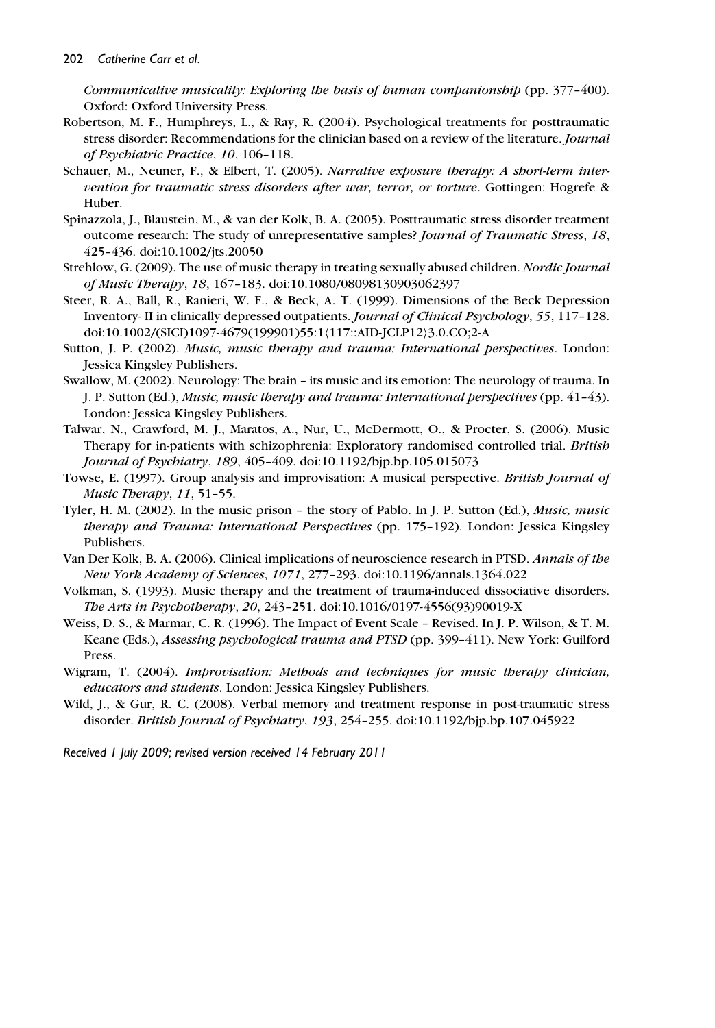*Communicative musicality: Exploring the basis of human companionship* (pp. 377–400). Oxford: Oxford University Press.

Robertson, M. F., Humphreys, L., & Ray, R. (2004). Psychological treatments for posttraumatic stress disorder: Recommendations for the clinician based on a review of the literature. *Journal of Psychiatric Practice*, *10*, 106–118.

Schauer, M., Neuner, F., & Elbert, T. (2005). *Narrative exposure therapy: A short-term intervention for traumatic stress disorders after war, terror, or torture*. Gottingen: Hogrefe & Huber.

Spinazzola, J., Blaustein, M., & van der Kolk, B. A. (2005). Posttraumatic stress disorder treatment outcome research: The study of unrepresentative samples? *Journal of Traumatic Stress*, *18*, 425–436. doi:10.1002/jts.20050

Strehlow, G. (2009). The use of music therapy in treating sexually abused children. *Nordic Journal of Music Therapy*, *18*, 167–183. doi:10.1080/08098130903062397

Steer, R. A., Ball, R., Ranieri, W. F., & Beck, A. T. (1999). Dimensions of the Beck Depression Inventory- II in clinically depressed outpatients. *Journal of Clinical Psychology*, *55*, 117–128. doi:10.1002/(SICI)1097-4679(199901)55:1⟨117::AID-JCLP12⟩3.0.CO;2-A

Sutton, J. P. (2002). *Music, music therapy and trauma: International perspectives*. London: Jessica Kingsley Publishers.

Swallow, M. (2002). Neurology: The brain – its music and its emotion: The neurology of trauma. In J. P. Sutton (Ed.), *Music, music therapy and trauma: International perspectives* (pp. 41–43). London: Jessica Kingsley Publishers.

Talwar, N., Crawford, M. J., Maratos, A., Nur, U., McDermott, O., & Procter, S. (2006). Music Therapy for in-patients with schizophrenia: Exploratory randomised controlled trial. *British Journal of Psychiatry*, *189*, 405–409. doi:10.1192/bjp.bp.105.015073

Towse, E. (1997). Group analysis and improvisation: A musical perspective. *British Journal of Music Therapy*, *11*, 51–55.

Tyler, H. M. (2002). In the music prison – the story of Pablo. In J. P. Sutton (Ed.), *Music, music therapy and Trauma: International Perspectives* (pp. 175–192). London: Jessica Kingsley Publishers.

Van Der Kolk, B. A. (2006). Clinical implications of neuroscience research in PTSD. *Annals of the New York Academy of Sciences*, *1071*, 277–293. doi:10.1196/annals.1364.022

Volkman, S. (1993). Music therapy and the treatment of trauma-induced dissociative disorders. *The Arts in Psychotherapy*, *20*, 243–251. doi:10.1016/0197-4556(93)90019-X

Weiss, D. S., & Marmar, C. R. (1996). The Impact of Event Scale – Revised. In J. P. Wilson, & T. M. Keane (Eds.), *Assessing psychological trauma and PTSD* (pp. 399–411). New York: Guilford Press.

Wigram, T. (2004). *Improvisation: Methods and techniques for music therapy clinician, educators and students*. London: Jessica Kingsley Publishers.

Wild, J., & Gur, R. C. (2008). Verbal memory and treatment response in post-traumatic stress disorder. *British Journal of Psychiatry*, *193*, 254–255. doi:10.1192/bjp.bp.107.045922

*Received 1 July 2009; revised version received 14 February 2011*